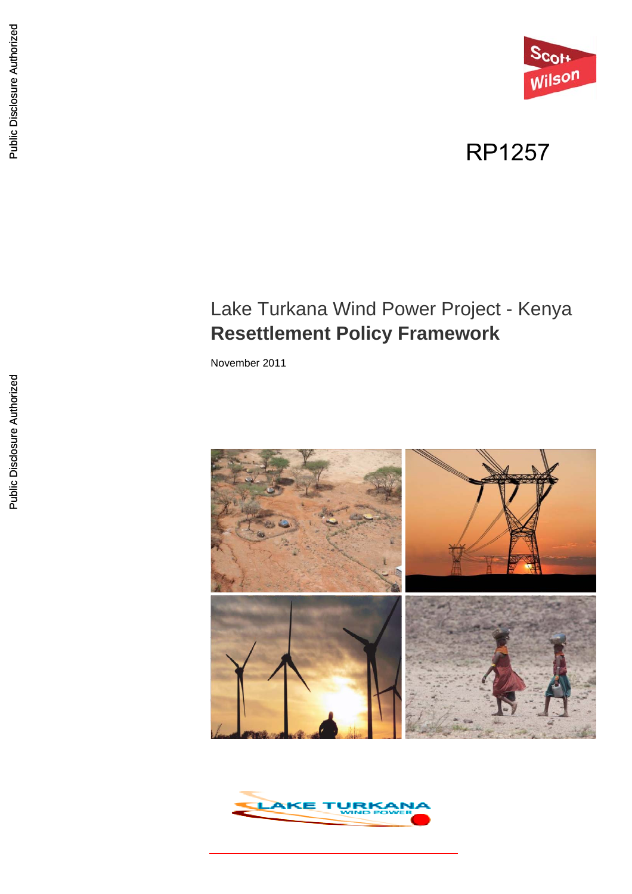Public Disclosure Authorized

Public Disclosure Authorized

Scott Wilson

RP1257

Lake Turkana Wind Power Project - Kenya

# Resettlement Policy Framework

November 2011

LAKE TURKANA WIND POWER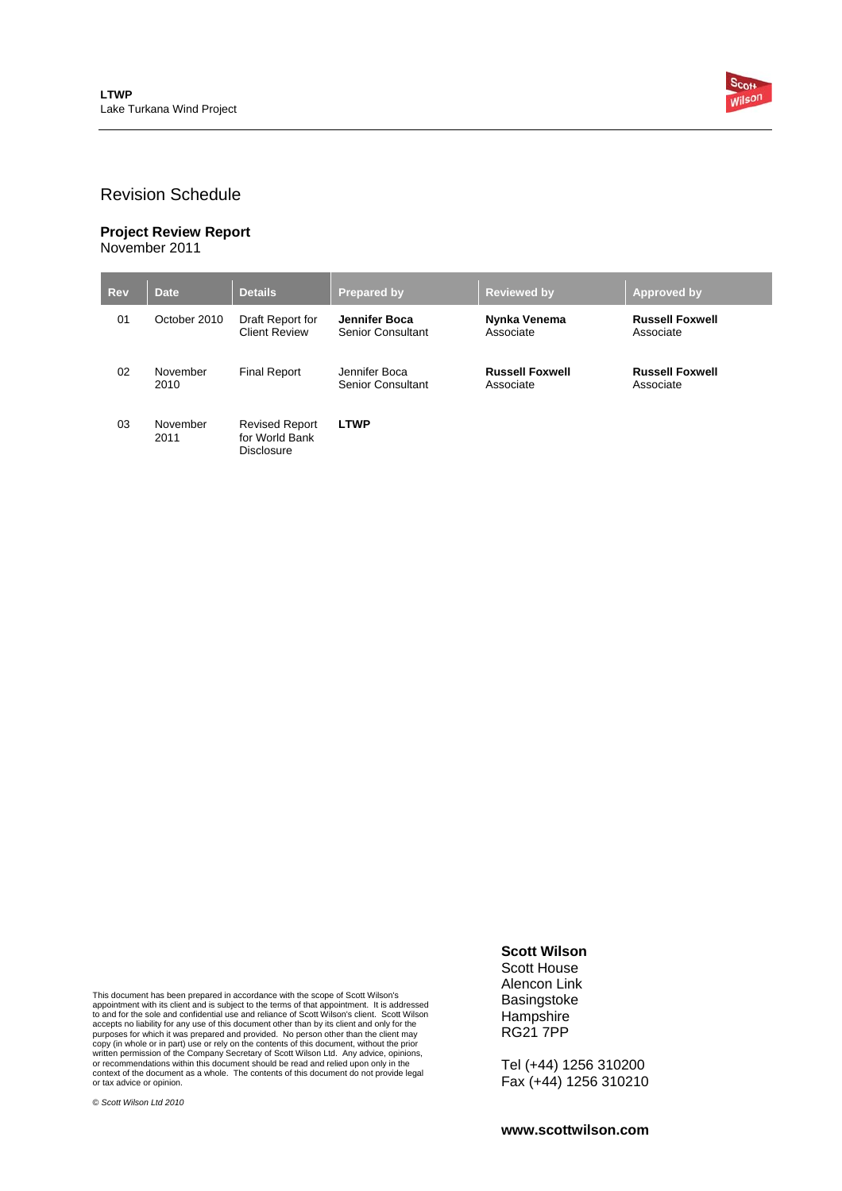# Revision Schedule

**Project Review Report**
November 2011

| Rev | Date | Details | Prepared by | Reviewed by | Approved by |
|---|---|---|---|---|---|
| 01 | October 2010 | Draft Report for Client Review | **Jennifer Boca** Senior Consultant | **Nynka Venema** Associate | **Russell Foxwell** Associate |
| 02 | November 2010 | Final Report | Jennifer Boca Senior Consultant | **Russell Foxwell** Associate | **Russell Foxwell** Associate |
| 03 | November 2011 | Revised Report for World Bank Disclosure | **LTWP** | | |

This document has been prepared in accordance with the scope of Scott Wilson's appointment with its client and is subject to the terms of that appointment. It is addressed to and for the sole and confidential use and reliance of Scott Wilson's client. Scott Wilson accepts no liability for any use of this document other than by its client and only for the purposes for which it was prepared and provided. No person other than the client may copy (in whole or in part) use or rely on the contents of this document, without the prior written permission of the Company Secretary of Scott Wilson Ltd. Any advice, opinions, or recommendations within this document should be read and relied upon only in the context of the document as a whole. The contents of this document do not provide legal or tax advice or opinion.

*© Scott Wilson Ltd 2010*

**Scott Wilson**
Scott House
Alencon Link
Basingstoke
Hampshire
RG21 7PP

Tel (+44) 1256 310200
Fax (+44) 1256 310210

**www.scottwilson.com**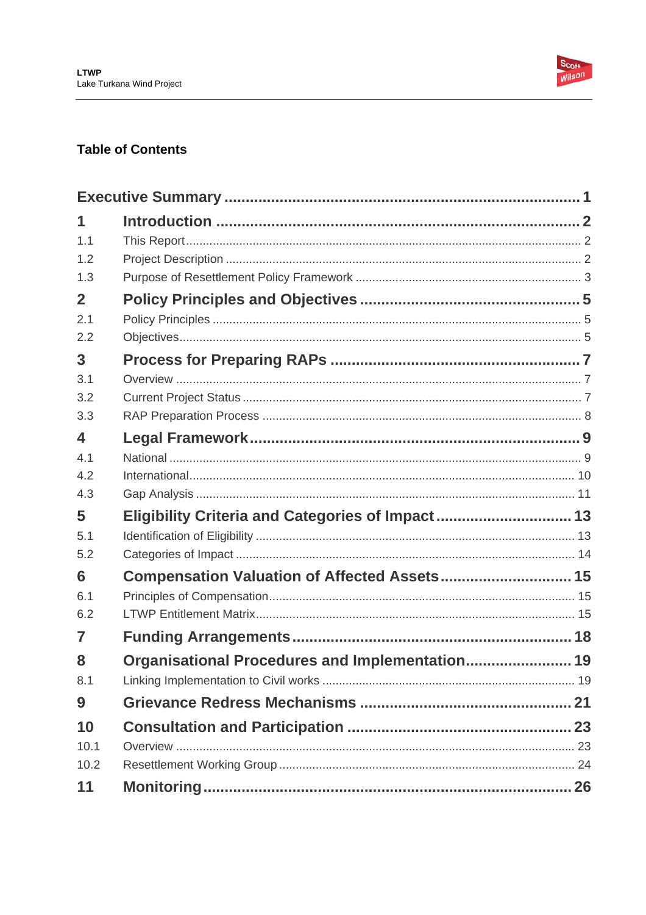## Table of Contents

| | | |
|---|---|---|
| **Executive Summary** | | **1** |
| **1** | **Introduction** | **2** |
| 1.1 | This Report | 2 |
| 1.2 | Project Description | 2 |
| 1.3 | Purpose of Resettlement Policy Framework | 3 |
| **2** | **Policy Principles and Objectives** | **5** |
| 2.1 | Policy Principles | 5 |
| 2.2 | Objectives | 5 |
| **3** | **Process for Preparing RAPs** | **7** |
| 3.1 | Overview | 7 |
| 3.2 | Current Project Status | 7 |
| 3.3 | RAP Preparation Process | 8 |
| **4** | **Legal Framework** | **9** |
| 4.1 | National | 9 |
| 4.2 | International | 10 |
| 4.3 | Gap Analysis | 11 |
| **5** | **Eligibility Criteria and Categories of Impact** | **13** |
| 5.1 | Identification of Eligibility | 13 |
| 5.2 | Categories of Impact | 14 |
| **6** | **Compensation Valuation of Affected Assets** | **15** |
| 6.1 | Principles of Compensation | 15 |
| 6.2 | LTWP Entitlement Matrix | 15 |
| **7** | **Funding Arrangements** | **18** |
| **8** | **Organisational Procedures and Implementation** | **19** |
| 8.1 | Linking Implementation to Civil works | 19 |
| **9** | **Grievance Redress Mechanisms** | **21** |
| **10** | **Consultation and Participation** | **23** |
| 10.1 | Overview | 23 |
| 10.2 | Resettlement Working Group | 24 |
| **11** | **Monitoring** | **26** |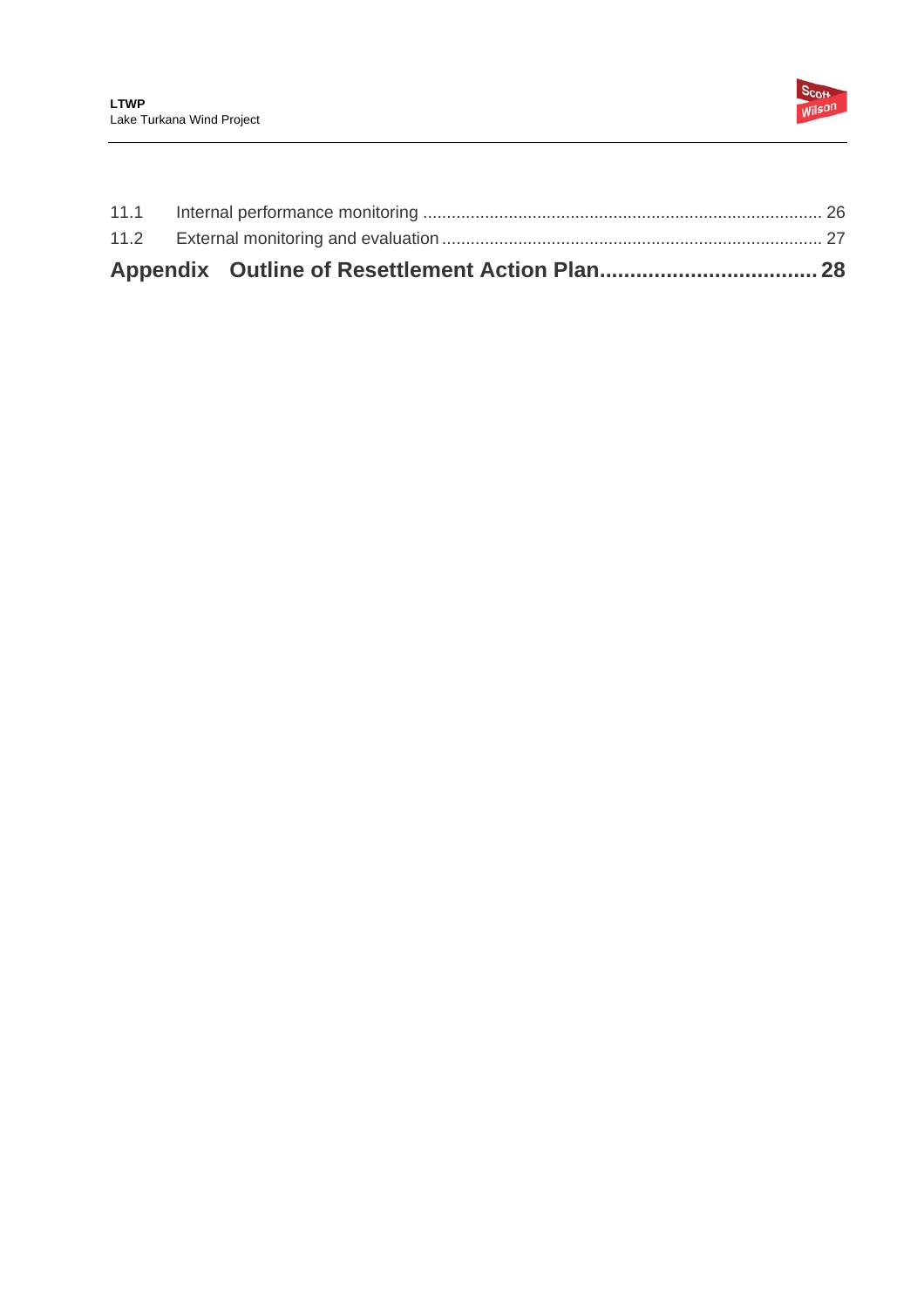11.1 Internal performance monitoring .................................................................................... 26

11.2 External monitoring and evaluation ................................................................................ 27

**Appendix Outline of Resettlement Action Plan.................................... 28**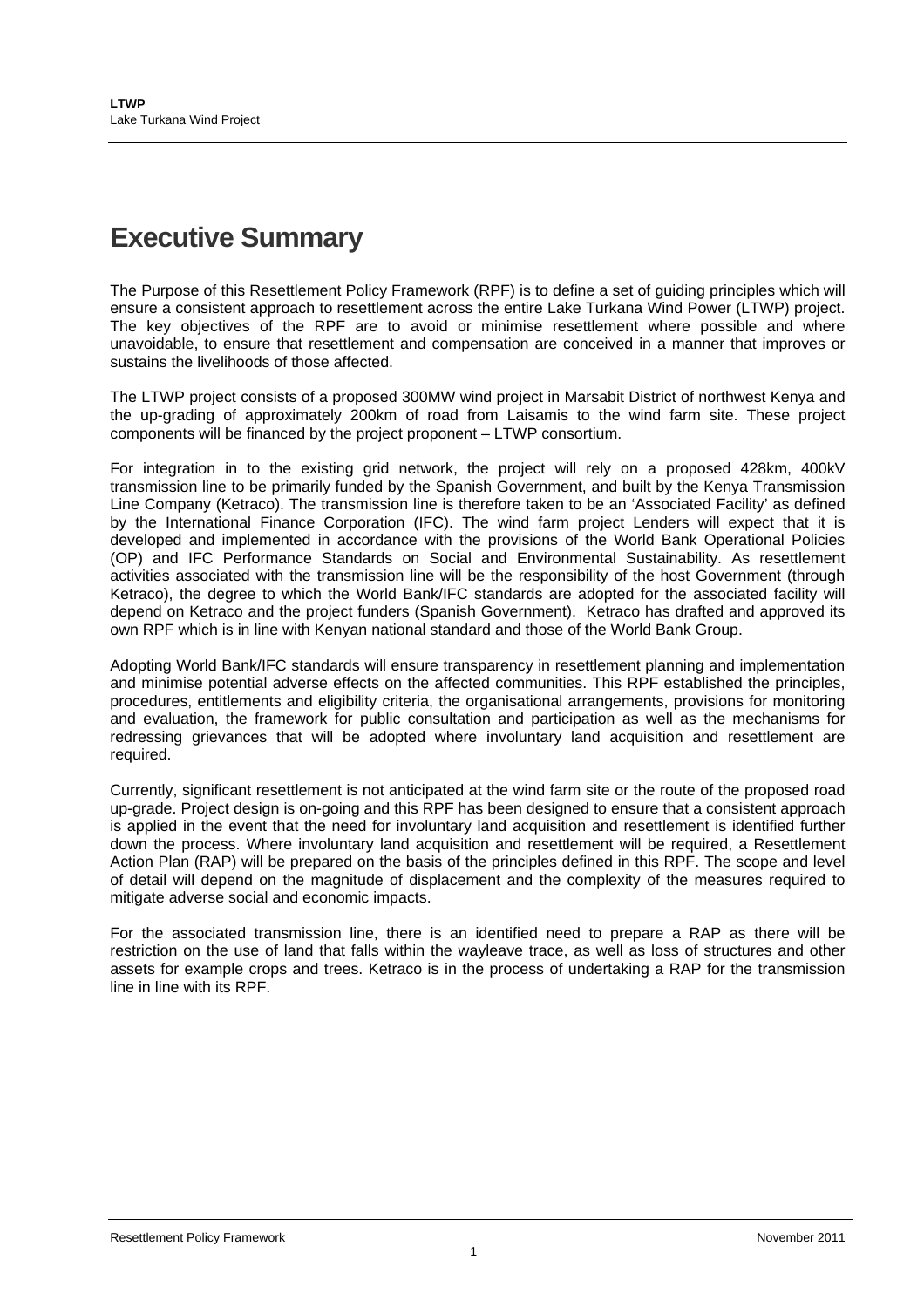# Executive Summary

The Purpose of this Resettlement Policy Framework (RPF) is to define a set of guiding principles which will ensure a consistent approach to resettlement across the entire Lake Turkana Wind Power (LTWP) project. The key objectives of the RPF are to avoid or minimise resettlement where possible and where unavoidable, to ensure that resettlement and compensation are conceived in a manner that improves or sustains the livelihoods of those affected.

The LTWP project consists of a proposed 300MW wind project in Marsabit District of northwest Kenya and the up-grading of approximately 200km of road from Laisamis to the wind farm site. These project components will be financed by the project proponent – LTWP consortium.

For integration in to the existing grid network, the project will rely on a proposed 428km, 400kV transmission line to be primarily funded by the Spanish Government, and built by the Kenya Transmission Line Company (Ketraco). The transmission line is therefore taken to be an 'Associated Facility' as defined by the International Finance Corporation (IFC). The wind farm project Lenders will expect that it is developed and implemented in accordance with the provisions of the World Bank Operational Policies (OP) and IFC Performance Standards on Social and Environmental Sustainability. As resettlement activities associated with the transmission line will be the responsibility of the host Government (through Ketraco), the degree to which the World Bank/IFC standards are adopted for the associated facility will depend on Ketraco and the project funders (Spanish Government). Ketraco has drafted and approved its own RPF which is in line with Kenyan national standard and those of the World Bank Group.

Adopting World Bank/IFC standards will ensure transparency in resettlement planning and implementation and minimise potential adverse effects on the affected communities. This RPF established the principles, procedures, entitlements and eligibility criteria, the organisational arrangements, provisions for monitoring and evaluation, the framework for public consultation and participation as well as the mechanisms for redressing grievances that will be adopted where involuntary land acquisition and resettlement are required.

Currently, significant resettlement is not anticipated at the wind farm site or the route of the proposed road up-grade. Project design is on-going and this RPF has been designed to ensure that a consistent approach is applied in the event that the need for involuntary land acquisition and resettlement is identified further down the process. Where involuntary land acquisition and resettlement will be required, a Resettlement Action Plan (RAP) will be prepared on the basis of the principles defined in this RPF. The scope and level of detail will depend on the magnitude of displacement and the complexity of the measures required to mitigate adverse social and economic impacts.

For the associated transmission line, there is an identified need to prepare a RAP as there will be restriction on the use of land that falls within the wayleave trace, as well as loss of structures and other assets for example crops and trees. Ketraco is in the process of undertaking a RAP for the transmission line in line with its RPF.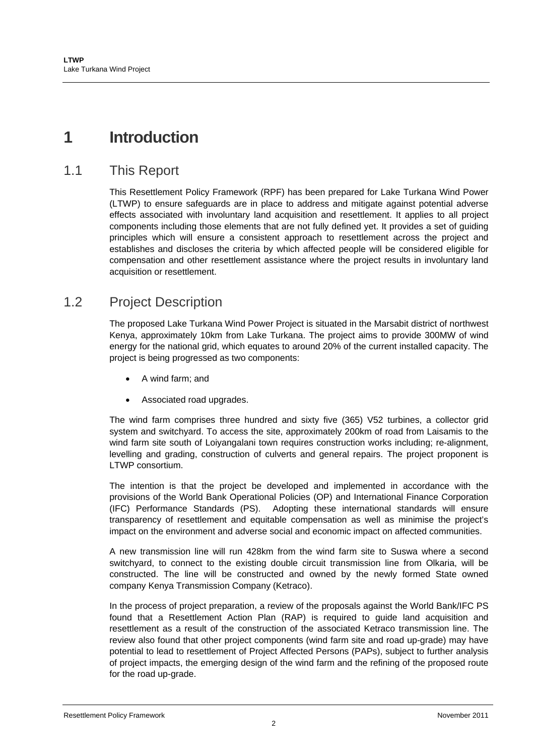# 1 Introduction

## 1.1 This Report

This Resettlement Policy Framework (RPF) has been prepared for Lake Turkana Wind Power (LTWP) to ensure safeguards are in place to address and mitigate against potential adverse effects associated with involuntary land acquisition and resettlement. It applies to all project components including those elements that are not fully defined yet. It provides a set of guiding principles which will ensure a consistent approach to resettlement across the project and establishes and discloses the criteria by which affected people will be considered eligible for compensation and other resettlement assistance where the project results in involuntary land acquisition or resettlement.

## 1.2 Project Description

The proposed Lake Turkana Wind Power Project is situated in the Marsabit district of northwest Kenya, approximately 10km from Lake Turkana. The project aims to provide 300MW of wind energy for the national grid, which equates to around 20% of the current installed capacity. The project is being progressed as two components:

- A wind farm; and
- Associated road upgrades.

The wind farm comprises three hundred and sixty five (365) V52 turbines, a collector grid system and switchyard. To access the site, approximately 200km of road from Laisamis to the wind farm site south of Loiyangalani town requires construction works including; re-alignment, levelling and grading, construction of culverts and general repairs. The project proponent is LTWP consortium.

The intention is that the project be developed and implemented in accordance with the provisions of the World Bank Operational Policies (OP) and International Finance Corporation (IFC) Performance Standards (PS). Adopting these international standards will ensure transparency of resettlement and equitable compensation as well as minimise the project's impact on the environment and adverse social and economic impact on affected communities.

A new transmission line will run 428km from the wind farm site to Suswa where a second switchyard, to connect to the existing double circuit transmission line from Olkaria, will be constructed. The line will be constructed and owned by the newly formed State owned company Kenya Transmission Company (Ketraco).

In the process of project preparation, a review of the proposals against the World Bank/IFC PS found that a Resettlement Action Plan (RAP) is required to guide land acquisition and resettlement as a result of the construction of the associated Ketraco transmission line. The review also found that other project components (wind farm site and road up-grade) may have potential to lead to resettlement of Project Affected Persons (PAPs), subject to further analysis of project impacts, the emerging design of the wind farm and the refining of the proposed route for the road up-grade.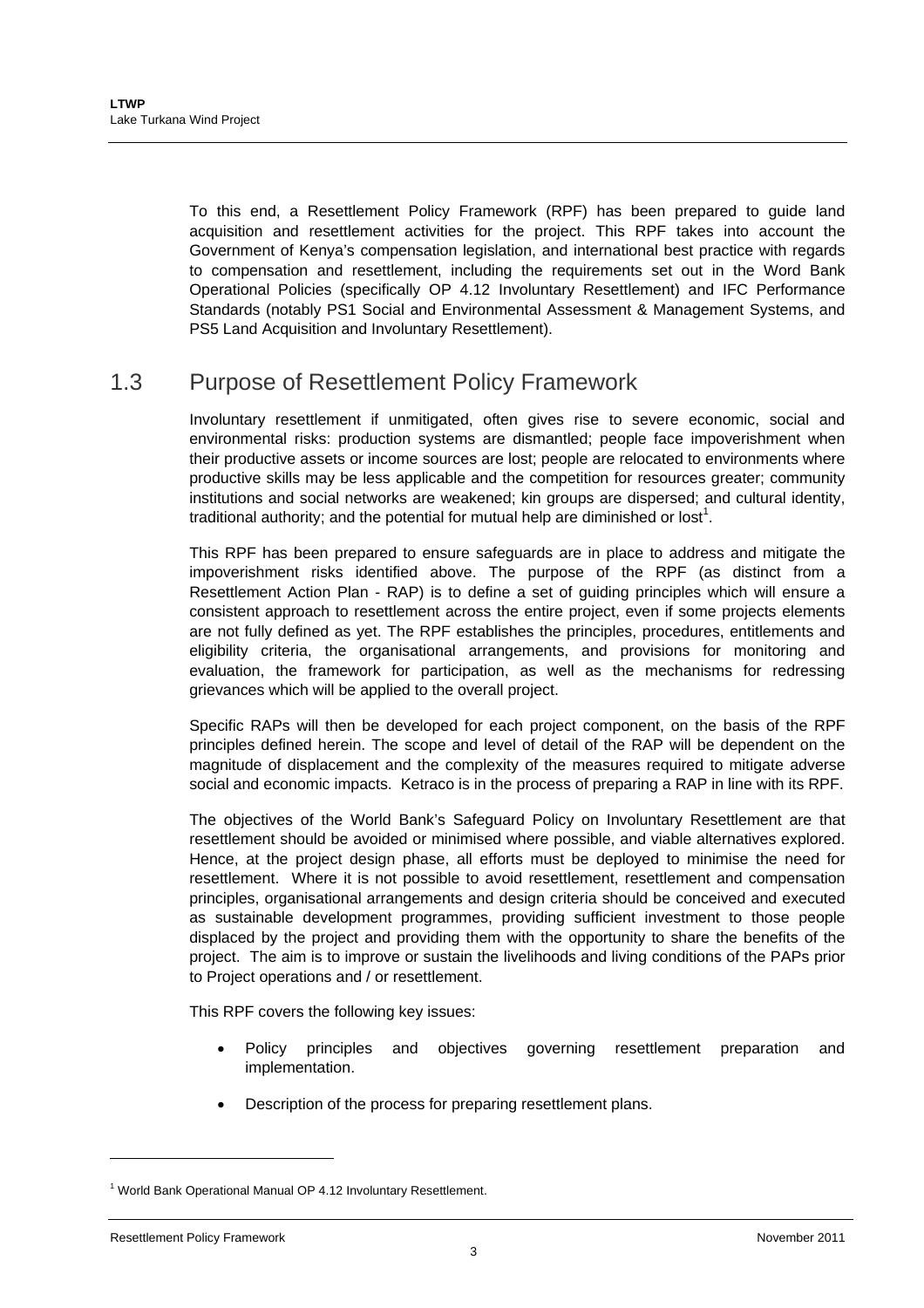To this end, a Resettlement Policy Framework (RPF) has been prepared to guide land acquisition and resettlement activities for the project. This RPF takes into account the Government of Kenya's compensation legislation, and international best practice with regards to compensation and resettlement, including the requirements set out in the Word Bank Operational Policies (specifically OP 4.12 Involuntary Resettlement) and IFC Performance Standards (notably PS1 Social and Environmental Assessment & Management Systems, and PS5 Land Acquisition and Involuntary Resettlement).

## 1.3 Purpose of Resettlement Policy Framework

Involuntary resettlement if unmitigated, often gives rise to severe economic, social and environmental risks: production systems are dismantled; people face impoverishment when their productive assets or income sources are lost; people are relocated to environments where productive skills may be less applicable and the competition for resources greater; community institutions and social networks are weakened; kin groups are dispersed; and cultural identity, traditional authority; and the potential for mutual help are diminished or lost[1].

This RPF has been prepared to ensure safeguards are in place to address and mitigate the impoverishment risks identified above. The purpose of the RPF (as distinct from a Resettlement Action Plan - RAP) is to define a set of guiding principles which will ensure a consistent approach to resettlement across the entire project, even if some projects elements are not fully defined as yet. The RPF establishes the principles, procedures, entitlements and eligibility criteria, the organisational arrangements, and provisions for monitoring and evaluation, the framework for participation, as well as the mechanisms for redressing grievances which will be applied to the overall project.

Specific RAPs will then be developed for each project component, on the basis of the RPF principles defined herein. The scope and level of detail of the RAP will be dependent on the magnitude of displacement and the complexity of the measures required to mitigate adverse social and economic impacts. Ketraco is in the process of preparing a RAP in line with its RPF.

The objectives of the World Bank's Safeguard Policy on Involuntary Resettlement are that resettlement should be avoided or minimised where possible, and viable alternatives explored. Hence, at the project design phase, all efforts must be deployed to minimise the need for resettlement. Where it is not possible to avoid resettlement, resettlement and compensation principles, organisational arrangements and design criteria should be conceived and executed as sustainable development programmes, providing sufficient investment to those people displaced by the project and providing them with the opportunity to share the benefits of the project. The aim is to improve or sustain the livelihoods and living conditions of the PAPs prior to Project operations and / or resettlement.

This RPF covers the following key issues:

- Policy principles and objectives governing resettlement preparation and implementation.
- Description of the process for preparing resettlement plans.

[1] World Bank Operational Manual OP 4.12 Involuntary Resettlement.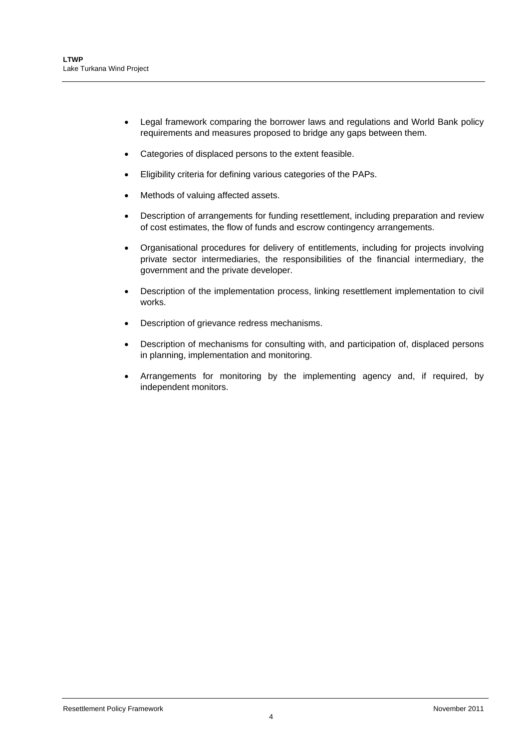- Legal framework comparing the borrower laws and regulations and World Bank policy requirements and measures proposed to bridge any gaps between them.
- Categories of displaced persons to the extent feasible.
- Eligibility criteria for defining various categories of the PAPs.
- Methods of valuing affected assets.
- Description of arrangements for funding resettlement, including preparation and review of cost estimates, the flow of funds and escrow contingency arrangements.
- Organisational procedures for delivery of entitlements, including for projects involving private sector intermediaries, the responsibilities of the financial intermediary, the government and the private developer.
- Description of the implementation process, linking resettlement implementation to civil works.
- Description of grievance redress mechanisms.
- Description of mechanisms for consulting with, and participation of, displaced persons in planning, implementation and monitoring.
- Arrangements for monitoring by the implementing agency and, if required, by independent monitors.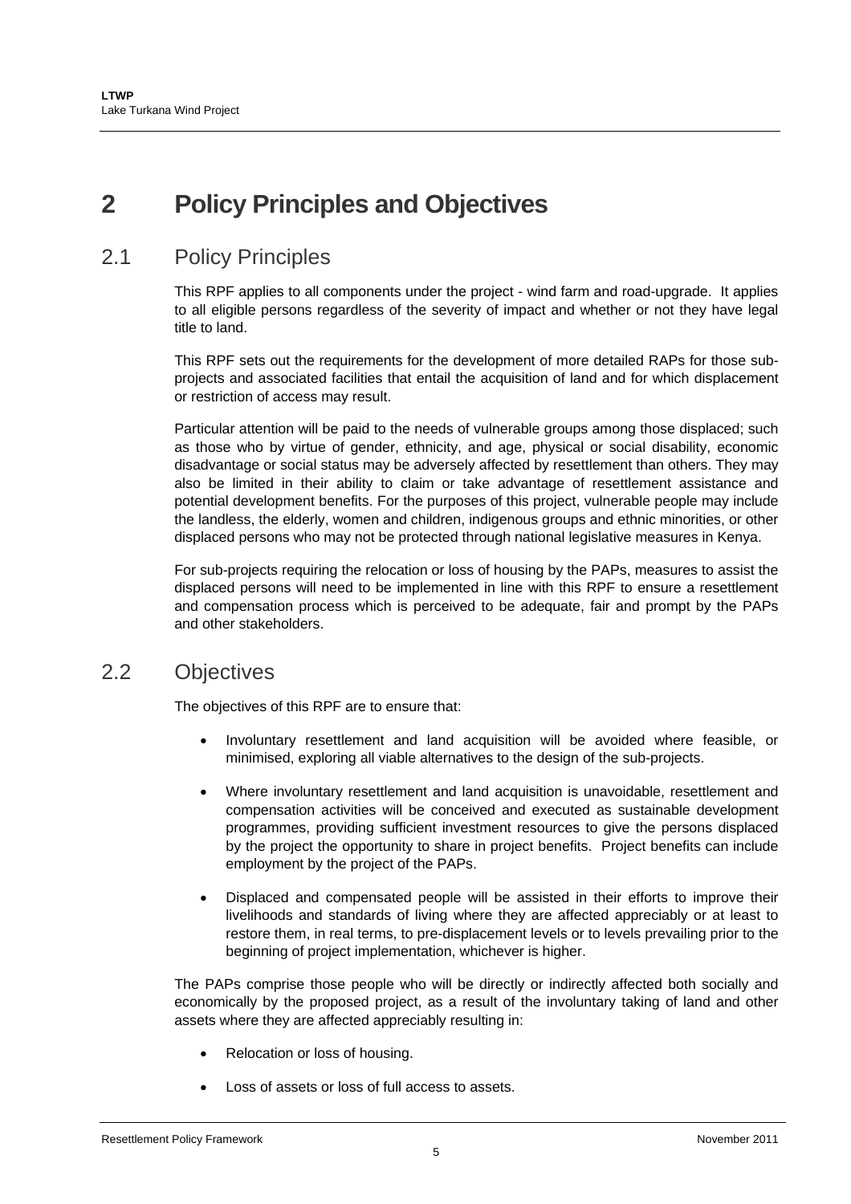# 2 Policy Principles and Objectives

## 2.1 Policy Principles

This RPF applies to all components under the project - wind farm and road-upgrade. It applies to all eligible persons regardless of the severity of impact and whether or not they have legal title to land.

This RPF sets out the requirements for the development of more detailed RAPs for those sub-projects and associated facilities that entail the acquisition of land and for which displacement or restriction of access may result.

Particular attention will be paid to the needs of vulnerable groups among those displaced; such as those who by virtue of gender, ethnicity, and age, physical or social disability, economic disadvantage or social status may be adversely affected by resettlement than others. They may also be limited in their ability to claim or take advantage of resettlement assistance and potential development benefits. For the purposes of this project, vulnerable people may include the landless, the elderly, women and children, indigenous groups and ethnic minorities, or other displaced persons who may not be protected through national legislative measures in Kenya.

For sub-projects requiring the relocation or loss of housing by the PAPs, measures to assist the displaced persons will need to be implemented in line with this RPF to ensure a resettlement and compensation process which is perceived to be adequate, fair and prompt by the PAPs and other stakeholders.

## 2.2 Objectives

The objectives of this RPF are to ensure that:

- Involuntary resettlement and land acquisition will be avoided where feasible, or minimised, exploring all viable alternatives to the design of the sub-projects.
- Where involuntary resettlement and land acquisition is unavoidable, resettlement and compensation activities will be conceived and executed as sustainable development programmes, providing sufficient investment resources to give the persons displaced by the project the opportunity to share in project benefits. Project benefits can include employment by the project of the PAPs.
- Displaced and compensated people will be assisted in their efforts to improve their livelihoods and standards of living where they are affected appreciably or at least to restore them, in real terms, to pre-displacement levels or to levels prevailing prior to the beginning of project implementation, whichever is higher.

The PAPs comprise those people who will be directly or indirectly affected both socially and economically by the proposed project, as a result of the involuntary taking of land and other assets where they are affected appreciably resulting in:

- Relocation or loss of housing.
- Loss of assets or loss of full access to assets.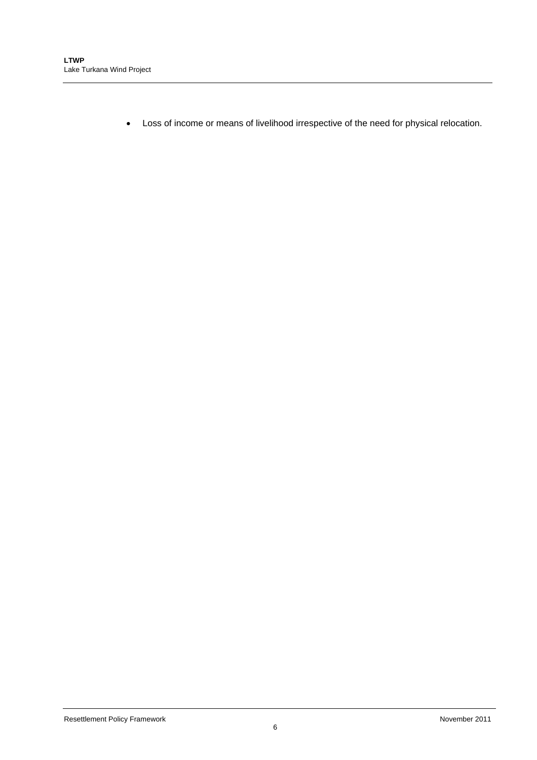- Loss of income or means of livelihood irrespective of the need for physical relocation.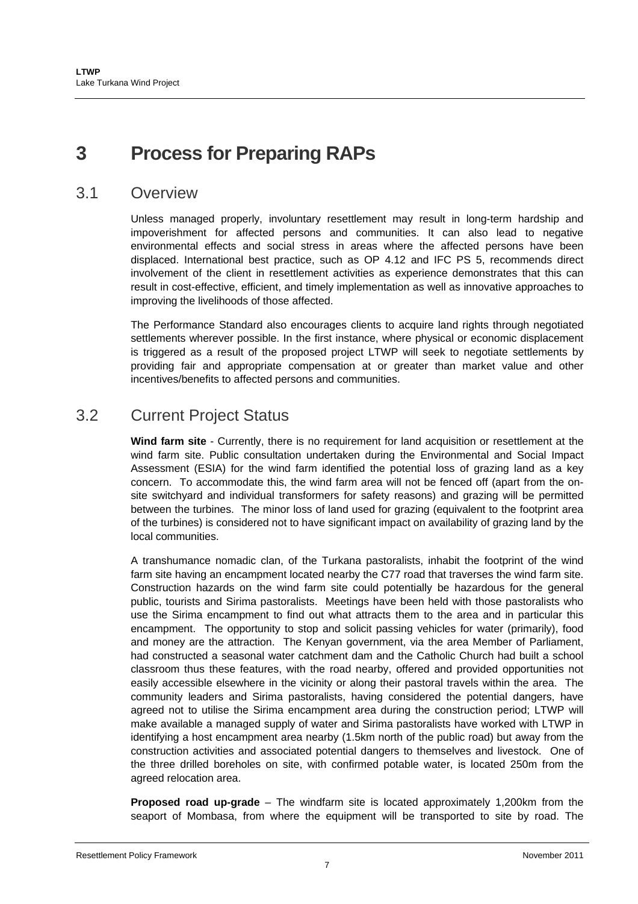# 3 Process for Preparing RAPs

## 3.1 Overview

Unless managed properly, involuntary resettlement may result in long-term hardship and impoverishment for affected persons and communities. It can also lead to negative environmental effects and social stress in areas where the affected persons have been displaced. International best practice, such as OP 4.12 and IFC PS 5, recommends direct involvement of the client in resettlement activities as experience demonstrates that this can result in cost-effective, efficient, and timely implementation as well as innovative approaches to improving the livelihoods of those affected.

The Performance Standard also encourages clients to acquire land rights through negotiated settlements wherever possible. In the first instance, where physical or economic displacement is triggered as a result of the proposed project LTWP will seek to negotiate settlements by providing fair and appropriate compensation at or greater than market value and other incentives/benefits to affected persons and communities.

## 3.2 Current Project Status

**Wind farm site** - Currently, there is no requirement for land acquisition or resettlement at the wind farm site. Public consultation undertaken during the Environmental and Social Impact Assessment (ESIA) for the wind farm identified the potential loss of grazing land as a key concern. To accommodate this, the wind farm area will not be fenced off (apart from the on-site switchyard and individual transformers for safety reasons) and grazing will be permitted between the turbines. The minor loss of land used for grazing (equivalent to the footprint area of the turbines) is considered not to have significant impact on availability of grazing land by the local communities.

A transhumance nomadic clan, of the Turkana pastoralists, inhabit the footprint of the wind farm site having an encampment located nearby the C77 road that traverses the wind farm site. Construction hazards on the wind farm site could potentially be hazardous for the general public, tourists and Sirima pastoralists. Meetings have been held with those pastoralists who use the Sirima encampment to find out what attracts them to the area and in particular this encampment. The opportunity to stop and solicit passing vehicles for water (primarily), food and money are the attraction. The Kenyan government, via the area Member of Parliament, had constructed a seasonal water catchment dam and the Catholic Church had built a school classroom thus these features, with the road nearby, offered and provided opportunities not easily accessible elsewhere in the vicinity or along their pastoral travels within the area. The community leaders and Sirima pastoralists, having considered the potential dangers, have agreed not to utilise the Sirima encampment area during the construction period; LTWP will make available a managed supply of water and Sirima pastoralists have worked with LTWP in identifying a host encampment area nearby (1.5km north of the public road) but away from the construction activities and associated potential dangers to themselves and livestock. One of the three drilled boreholes on site, with confirmed potable water, is located 250m from the agreed relocation area.

**Proposed road up-grade** – The windfarm site is located approximately 1,200km from the seaport of Mombasa, from where the equipment will be transported to site by road. The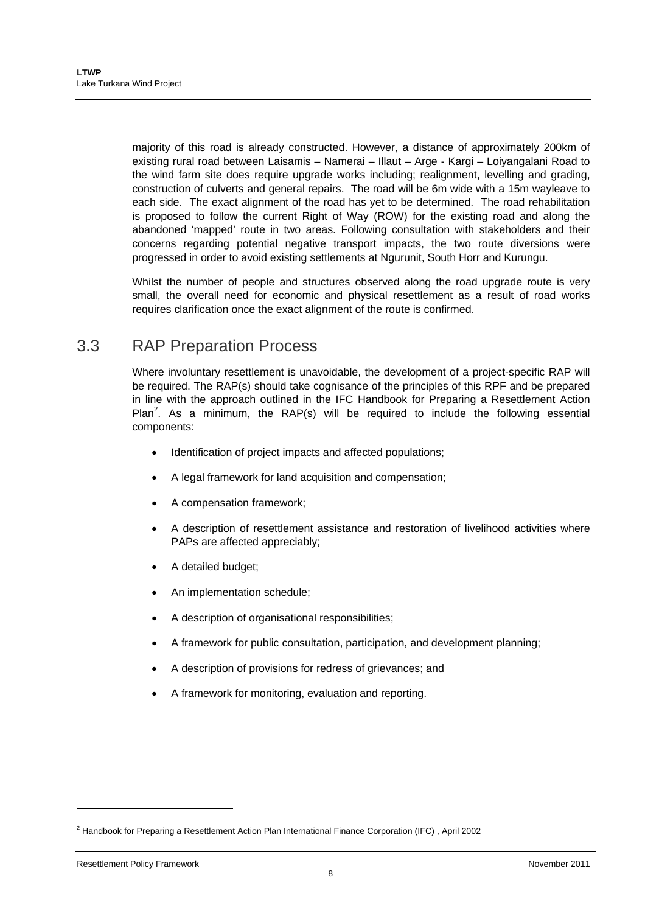majority of this road is already constructed. However, a distance of approximately 200km of existing rural road between Laisamis – Namerai – Illaut – Arge - Kargi – Loiyangalani Road to the wind farm site does require upgrade works including; realignment, levelling and grading, construction of culverts and general repairs. The road will be 6m wide with a 15m wayleave to each side. The exact alignment of the road has yet to be determined. The road rehabilitation is proposed to follow the current Right of Way (ROW) for the existing road and along the abandoned 'mapped' route in two areas. Following consultation with stakeholders and their concerns regarding potential negative transport impacts, the two route diversions were progressed in order to avoid existing settlements at Ngurunit, South Horr and Kurungu.

Whilst the number of people and structures observed along the road upgrade route is very small, the overall need for economic and physical resettlement as a result of road works requires clarification once the exact alignment of the route is confirmed.

## 3.3 RAP Preparation Process

Where involuntary resettlement is unavoidable, the development of a project-specific RAP will be required. The RAP(s) should take cognisance of the principles of this RPF and be prepared in line with the approach outlined in the IFC Handbook for Preparing a Resettlement Action Plan[2]. As a minimum, the RAP(s) will be required to include the following essential components:

- Identification of project impacts and affected populations;
- A legal framework for land acquisition and compensation;
- A compensation framework;
- A description of resettlement assistance and restoration of livelihood activities where PAPs are affected appreciably;
- A detailed budget;
- An implementation schedule;
- A description of organisational responsibilities;
- A framework for public consultation, participation, and development planning;
- A description of provisions for redress of grievances; and
- A framework for monitoring, evaluation and reporting.

[2] Handbook for Preparing a Resettlement Action Plan International Finance Corporation (IFC) , April 2002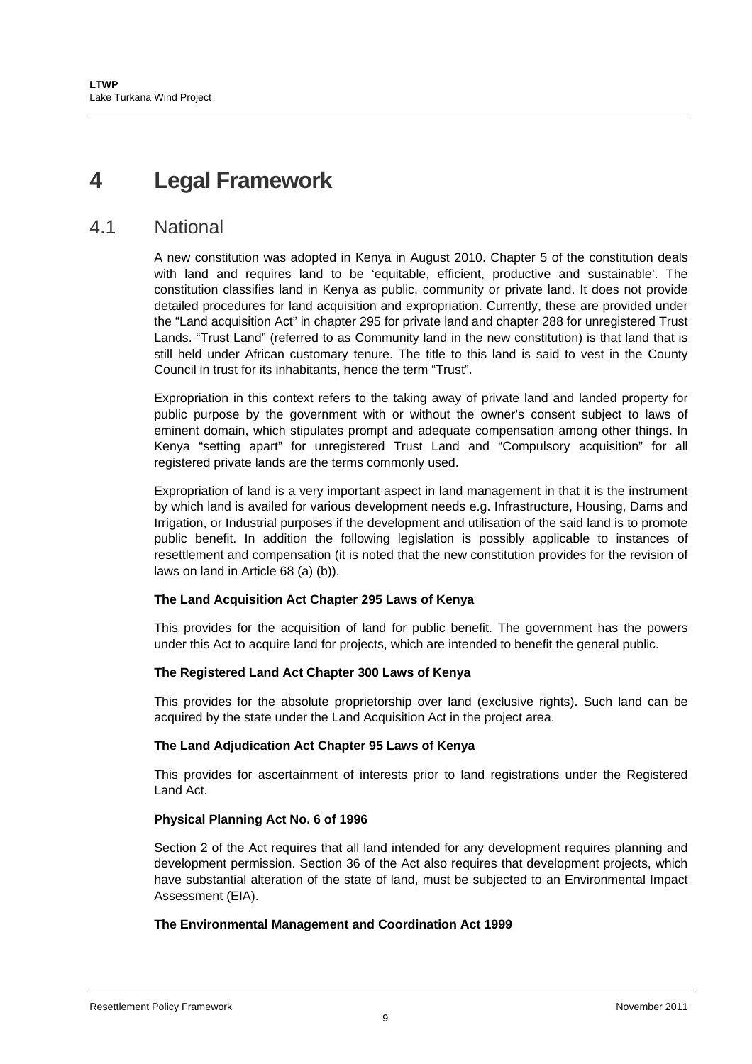# 4 Legal Framework

## 4.1 National

A new constitution was adopted in Kenya in August 2010. Chapter 5 of the constitution deals with land and requires land to be 'equitable, efficient, productive and sustainable'. The constitution classifies land in Kenya as public, community or private land. It does not provide detailed procedures for land acquisition and expropriation. Currently, these are provided under the "Land acquisition Act" in chapter 295 for private land and chapter 288 for unregistered Trust Lands. "Trust Land" (referred to as Community land in the new constitution) is that land that is still held under African customary tenure. The title to this land is said to vest in the County Council in trust for its inhabitants, hence the term "Trust".

Expropriation in this context refers to the taking away of private land and landed property for public purpose by the government with or without the owner's consent subject to laws of eminent domain, which stipulates prompt and adequate compensation among other things. In Kenya "setting apart" for unregistered Trust Land and "Compulsory acquisition" for all registered private lands are the terms commonly used.

Expropriation of land is a very important aspect in land management in that it is the instrument by which land is availed for various development needs e.g. Infrastructure, Housing, Dams and Irrigation, or Industrial purposes if the development and utilisation of the said land is to promote public benefit. In addition the following legislation is possibly applicable to instances of resettlement and compensation (it is noted that the new constitution provides for the revision of laws on land in Article 68 (a) (b)).

**The Land Acquisition Act Chapter 295 Laws of Kenya**

This provides for the acquisition of land for public benefit. The government has the powers under this Act to acquire land for projects, which are intended to benefit the general public.

**The Registered Land Act Chapter 300 Laws of Kenya**

This provides for the absolute proprietorship over land (exclusive rights). Such land can be acquired by the state under the Land Acquisition Act in the project area.

**The Land Adjudication Act Chapter 95 Laws of Kenya**

This provides for ascertainment of interests prior to land registrations under the Registered Land Act.

**Physical Planning Act No. 6 of 1996**

Section 2 of the Act requires that all land intended for any development requires planning and development permission. Section 36 of the Act also requires that development projects, which have substantial alteration of the state of land, must be subjected to an Environmental Impact Assessment (EIA).

**The Environmental Management and Coordination Act 1999**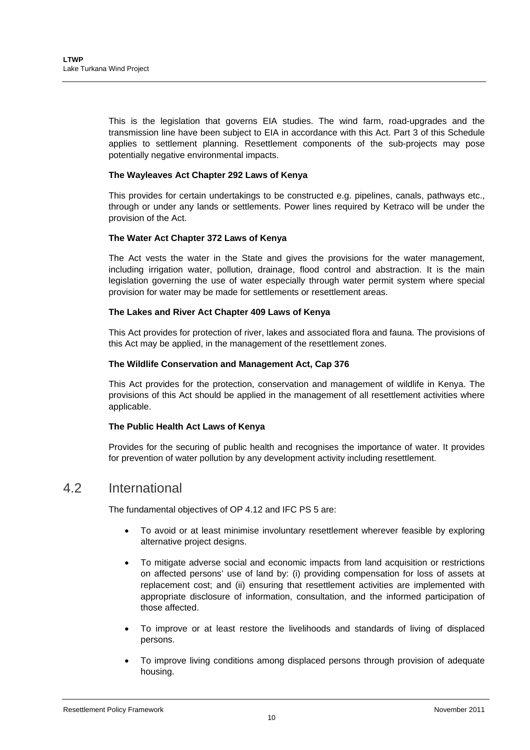This is the legislation that governs EIA studies. The wind farm, road-upgrades and the transmission line have been subject to EIA in accordance with this Act. Part 3 of this Schedule applies to settlement planning. Resettlement components of the sub-projects may pose potentially negative environmental impacts.

**The Wayleaves Act Chapter 292 Laws of Kenya**

This provides for certain undertakings to be constructed e.g. pipelines, canals, pathways etc., through or under any lands or settlements. Power lines required by Ketraco will be under the provision of the Act.

**The Water Act Chapter 372 Laws of Kenya**

The Act vests the water in the State and gives the provisions for the water management, including irrigation water, pollution, drainage, flood control and abstraction. It is the main legislation governing the use of water especially through water permit system where special provision for water may be made for settlements or resettlement areas.

**The Lakes and River Act Chapter 409 Laws of Kenya**

This Act provides for protection of river, lakes and associated flora and fauna. The provisions of this Act may be applied, in the management of the resettlement zones.

**The Wildlife Conservation and Management Act, Cap 376**

This Act provides for the protection, conservation and management of wildlife in Kenya. The provisions of this Act should be applied in the management of all resettlement activities where applicable.

**The Public Health Act Laws of Kenya**

Provides for the securing of public health and recognises the importance of water. It provides for prevention of water pollution by any development activity including resettlement.

## 4.2 International

The fundamental objectives of OP 4.12 and IFC PS 5 are:

- To avoid or at least minimise involuntary resettlement wherever feasible by exploring alternative project designs.
- To mitigate adverse social and economic impacts from land acquisition or restrictions on affected persons' use of land by: (i) providing compensation for loss of assets at replacement cost; and (ii) ensuring that resettlement activities are implemented with appropriate disclosure of information, consultation, and the informed participation of those affected.
- To improve or at least restore the livelihoods and standards of living of displaced persons.
- To improve living conditions among displaced persons through provision of adequate housing.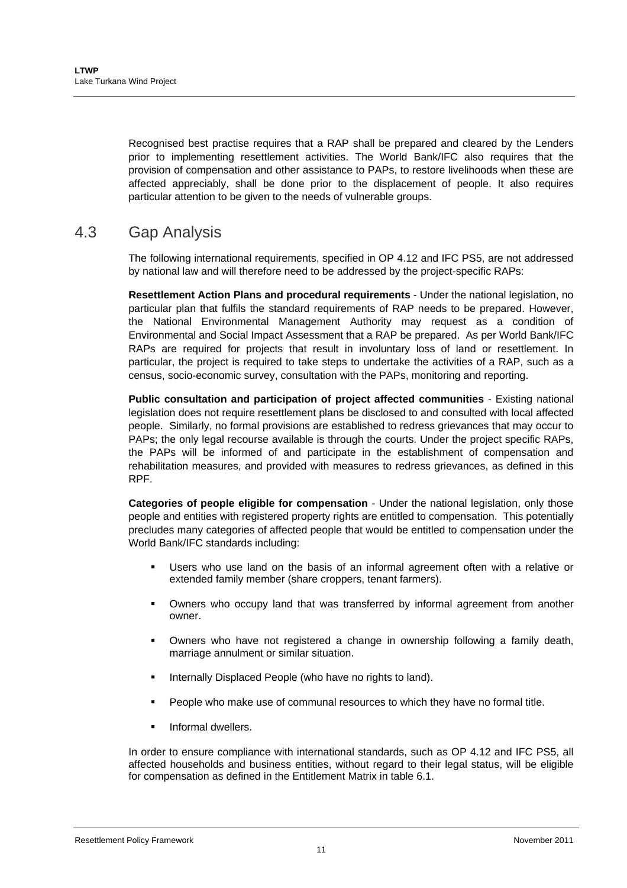Recognised best practise requires that a RAP shall be prepared and cleared by the Lenders prior to implementing resettlement activities. The World Bank/IFC also requires that the provision of compensation and other assistance to PAPs, to restore livelihoods when these are affected appreciably, shall be done prior to the displacement of people. It also requires particular attention to be given to the needs of vulnerable groups.

## 4.3 Gap Analysis

The following international requirements, specified in OP 4.12 and IFC PS5, are not addressed by national law and will therefore need to be addressed by the project-specific RAPs:

**Resettlement Action Plans and procedural requirements** - Under the national legislation, no particular plan that fulfils the standard requirements of RAP needs to be prepared. However, the National Environmental Management Authority may request as a condition of Environmental and Social Impact Assessment that a RAP be prepared. As per World Bank/IFC RAPs are required for projects that result in involuntary loss of land or resettlement. In particular, the project is required to take steps to undertake the activities of a RAP, such as a census, socio-economic survey, consultation with the PAPs, monitoring and reporting.

**Public consultation and participation of project affected communities** - Existing national legislation does not require resettlement plans be disclosed to and consulted with local affected people. Similarly, no formal provisions are established to redress grievances that may occur to PAPs; the only legal recourse available is through the courts. Under the project specific RAPs, the PAPs will be informed of and participate in the establishment of compensation and rehabilitation measures, and provided with measures to redress grievances, as defined in this RPF.

**Categories of people eligible for compensation** - Under the national legislation, only those people and entities with registered property rights are entitled to compensation. This potentially precludes many categories of affected people that would be entitled to compensation under the World Bank/IFC standards including:

- Users who use land on the basis of an informal agreement often with a relative or extended family member (share croppers, tenant farmers).
- Owners who occupy land that was transferred by informal agreement from another owner.
- Owners who have not registered a change in ownership following a family death, marriage annulment or similar situation.
- Internally Displaced People (who have no rights to land).
- People who make use of communal resources to which they have no formal title.
- Informal dwellers.

In order to ensure compliance with international standards, such as OP 4.12 and IFC PS5, all affected households and business entities, without regard to their legal status, will be eligible for compensation as defined in the Entitlement Matrix in table 6.1.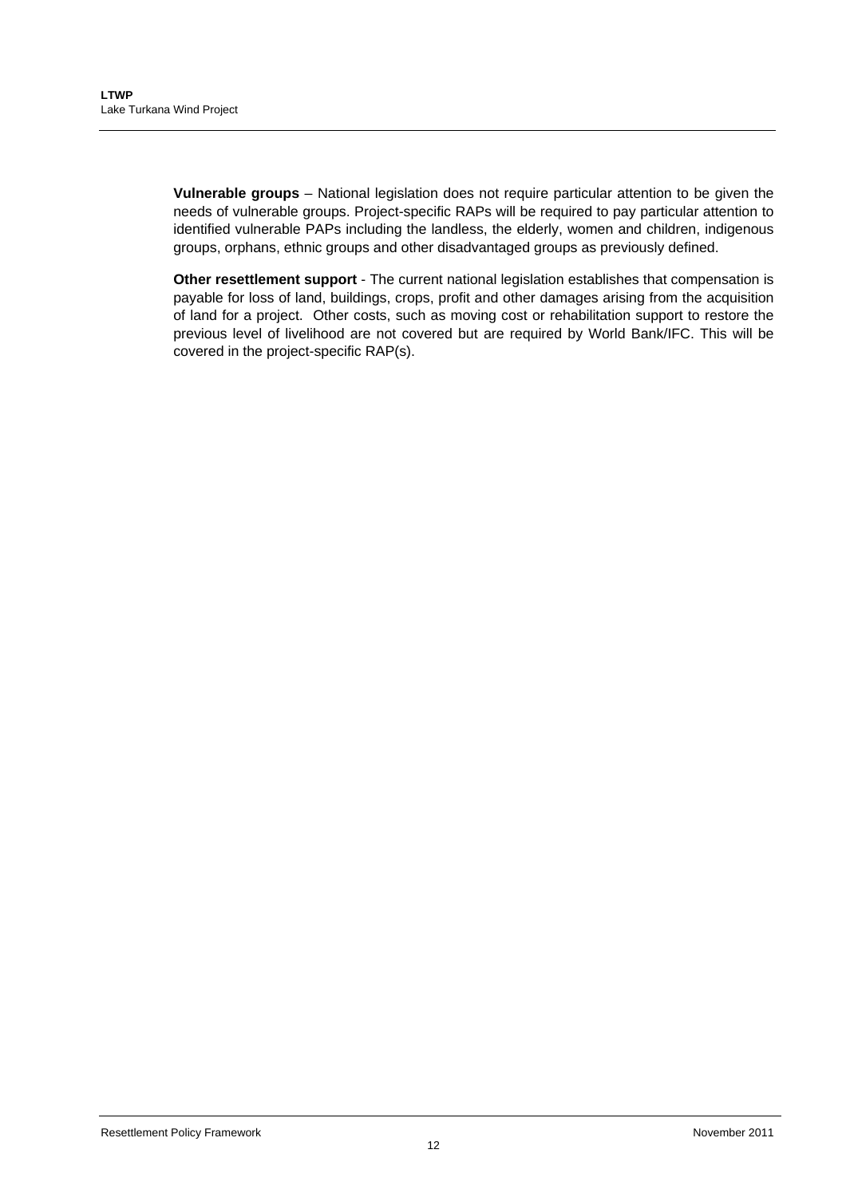**Vulnerable groups** – National legislation does not require particular attention to be given the needs of vulnerable groups. Project-specific RAPs will be required to pay particular attention to identified vulnerable PAPs including the landless, the elderly, women and children, indigenous groups, orphans, ethnic groups and other disadvantaged groups as previously defined.

**Other resettlement support** - The current national legislation establishes that compensation is payable for loss of land, buildings, crops, profit and other damages arising from the acquisition of land for a project. Other costs, such as moving cost or rehabilitation support to restore the previous level of livelihood are not covered but are required by World Bank/IFC. This will be covered in the project-specific RAP(s).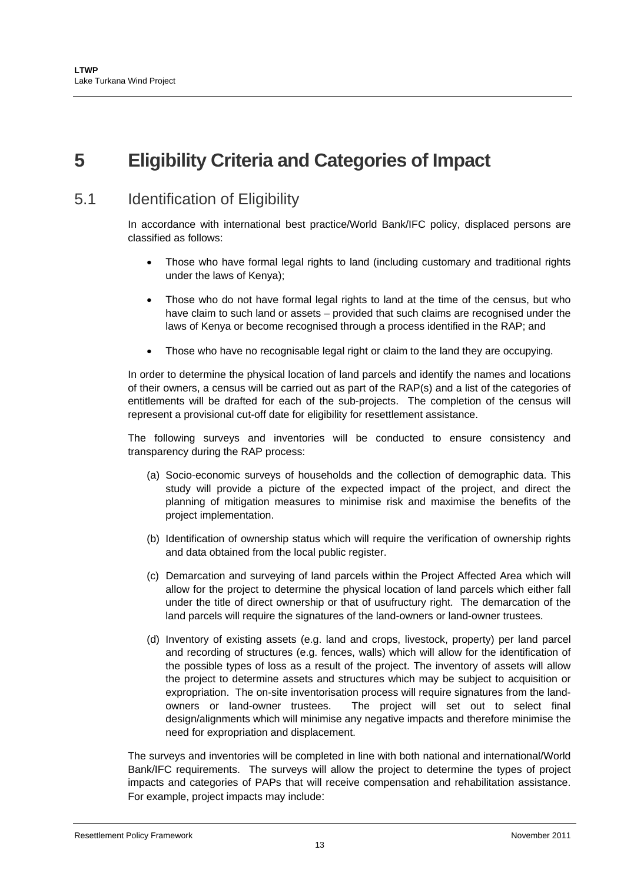# 5 Eligibility Criteria and Categories of Impact

## 5.1 Identification of Eligibility

In accordance with international best practice/World Bank/IFC policy, displaced persons are classified as follows:

- Those who have formal legal rights to land (including customary and traditional rights under the laws of Kenya);
- Those who do not have formal legal rights to land at the time of the census, but who have claim to such land or assets – provided that such claims are recognised under the laws of Kenya or become recognised through a process identified in the RAP; and
- Those who have no recognisable legal right or claim to the land they are occupying.

In order to determine the physical location of land parcels and identify the names and locations of their owners, a census will be carried out as part of the RAP(s) and a list of the categories of entitlements will be drafted for each of the sub-projects. The completion of the census will represent a provisional cut-off date for eligibility for resettlement assistance.

The following surveys and inventories will be conducted to ensure consistency and transparency during the RAP process:

(a) Socio-economic surveys of households and the collection of demographic data. This study will provide a picture of the expected impact of the project, and direct the planning of mitigation measures to minimise risk and maximise the benefits of the project implementation.

(b) Identification of ownership status which will require the verification of ownership rights and data obtained from the local public register.

(c) Demarcation and surveying of land parcels within the Project Affected Area which will allow for the project to determine the physical location of land parcels which either fall under the title of direct ownership or that of usufructury right. The demarcation of the land parcels will require the signatures of the land-owners or land-owner trustees.

(d) Inventory of existing assets (e.g. land and crops, livestock, property) per land parcel and recording of structures (e.g. fences, walls) which will allow for the identification of the possible types of loss as a result of the project. The inventory of assets will allow the project to determine assets and structures which may be subject to acquisition or expropriation. The on-site inventorisation process will require signatures from the land-owners or land-owner trustees. The project will set out to select final design/alignments which will minimise any negative impacts and therefore minimise the need for expropriation and displacement.

The surveys and inventories will be completed in line with both national and international/World Bank/IFC requirements. The surveys will allow the project to determine the types of project impacts and categories of PAPs that will receive compensation and rehabilitation assistance. For example, project impacts may include: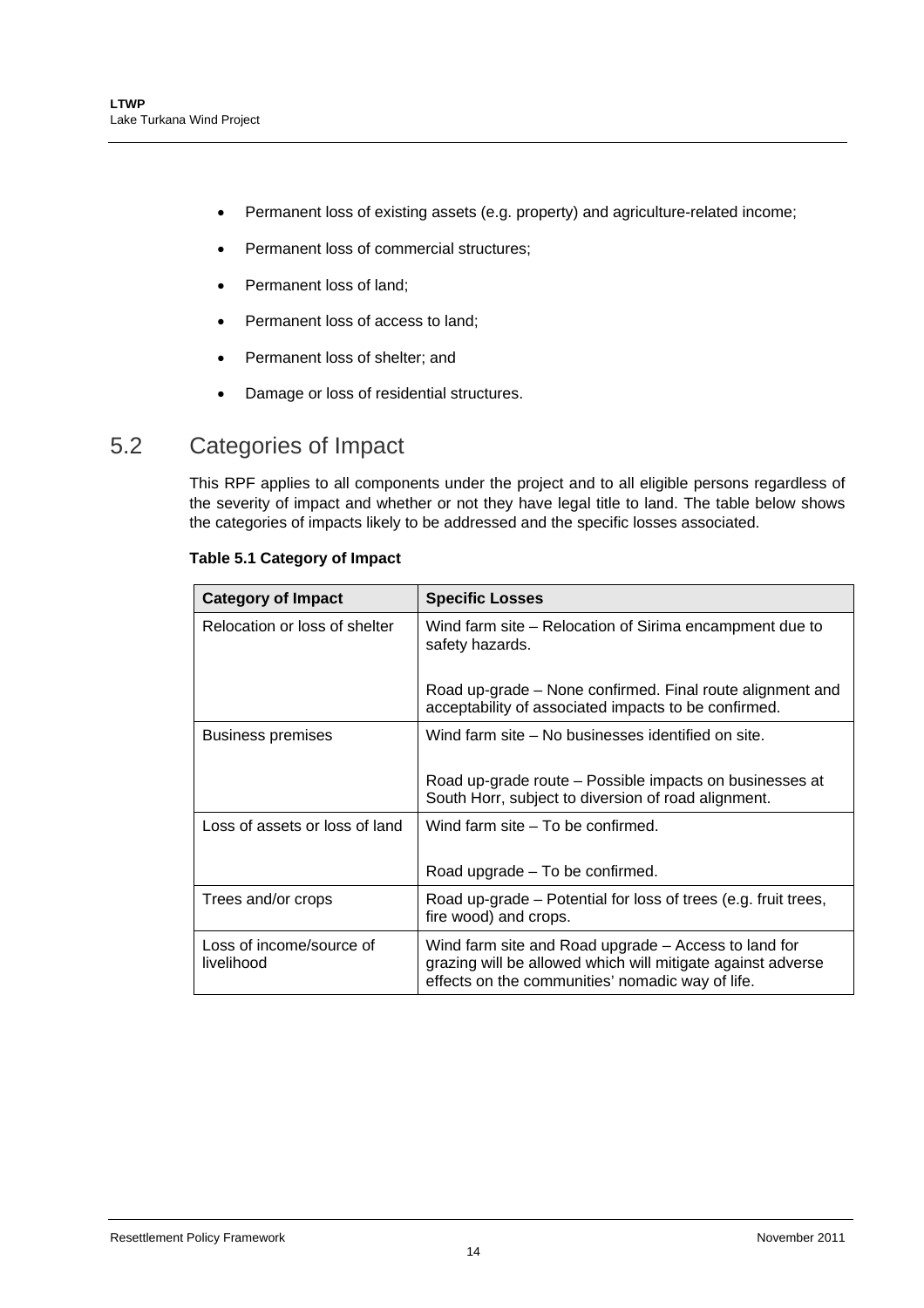- Permanent loss of existing assets (e.g. property) and agriculture-related income;
- Permanent loss of commercial structures;
- Permanent loss of land;
- Permanent loss of access to land;
- Permanent loss of shelter; and
- Damage or loss of residential structures.

## 5.2 Categories of Impact

This RPF applies to all components under the project and to all eligible persons regardless of the severity of impact and whether or not they have legal title to land. The table below shows the categories of impacts likely to be addressed and the specific losses associated.

**Table 5.1 Category of Impact**

| Category of Impact | Specific Losses |
|---|---|
| Relocation or loss of shelter | Wind farm site – Relocation of Sirima encampment due to safety hazards.<br><br>Road up-grade – None confirmed. Final route alignment and acceptability of associated impacts to be confirmed. |
| Business premises | Wind farm site – No businesses identified on site.<br><br>Road up-grade route – Possible impacts on businesses at South Horr, subject to diversion of road alignment. |
| Loss of assets or loss of land | Wind farm site – To be confirmed.<br><br>Road upgrade – To be confirmed. |
| Trees and/or crops | Road up-grade – Potential for loss of trees (e.g. fruit trees, fire wood) and crops. |
| Loss of income/source of livelihood | Wind farm site and Road upgrade – Access to land for grazing will be allowed which will mitigate against adverse effects on the communities' nomadic way of life. |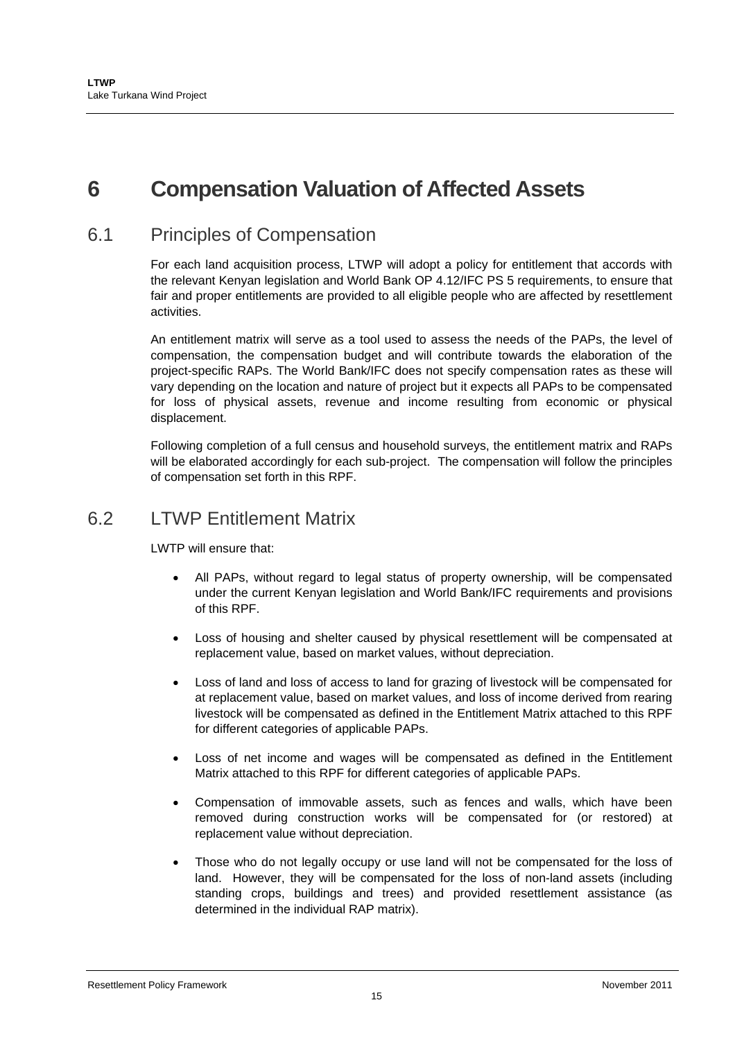# 6 Compensation Valuation of Affected Assets

## 6.1 Principles of Compensation

For each land acquisition process, LTWP will adopt a policy for entitlement that accords with the relevant Kenyan legislation and World Bank OP 4.12/IFC PS 5 requirements, to ensure that fair and proper entitlements are provided to all eligible people who are affected by resettlement activities.

An entitlement matrix will serve as a tool used to assess the needs of the PAPs, the level of compensation, the compensation budget and will contribute towards the elaboration of the project-specific RAPs. The World Bank/IFC does not specify compensation rates as these will vary depending on the location and nature of project but it expects all PAPs to be compensated for loss of physical assets, revenue and income resulting from economic or physical displacement.

Following completion of a full census and household surveys, the entitlement matrix and RAPs will be elaborated accordingly for each sub-project. The compensation will follow the principles of compensation set forth in this RPF.

## 6.2 LTWP Entitlement Matrix

LWTP will ensure that:

- All PAPs, without regard to legal status of property ownership, will be compensated under the current Kenyan legislation and World Bank/IFC requirements and provisions of this RPF.
- Loss of housing and shelter caused by physical resettlement will be compensated at replacement value, based on market values, without depreciation.
- Loss of land and loss of access to land for grazing of livestock will be compensated for at replacement value, based on market values, and loss of income derived from rearing livestock will be compensated as defined in the Entitlement Matrix attached to this RPF for different categories of applicable PAPs.
- Loss of net income and wages will be compensated as defined in the Entitlement Matrix attached to this RPF for different categories of applicable PAPs.
- Compensation of immovable assets, such as fences and walls, which have been removed during construction works will be compensated for (or restored) at replacement value without depreciation.
- Those who do not legally occupy or use land will not be compensated for the loss of land. However, they will be compensated for the loss of non-land assets (including standing crops, buildings and trees) and provided resettlement assistance (as determined in the individual RAP matrix).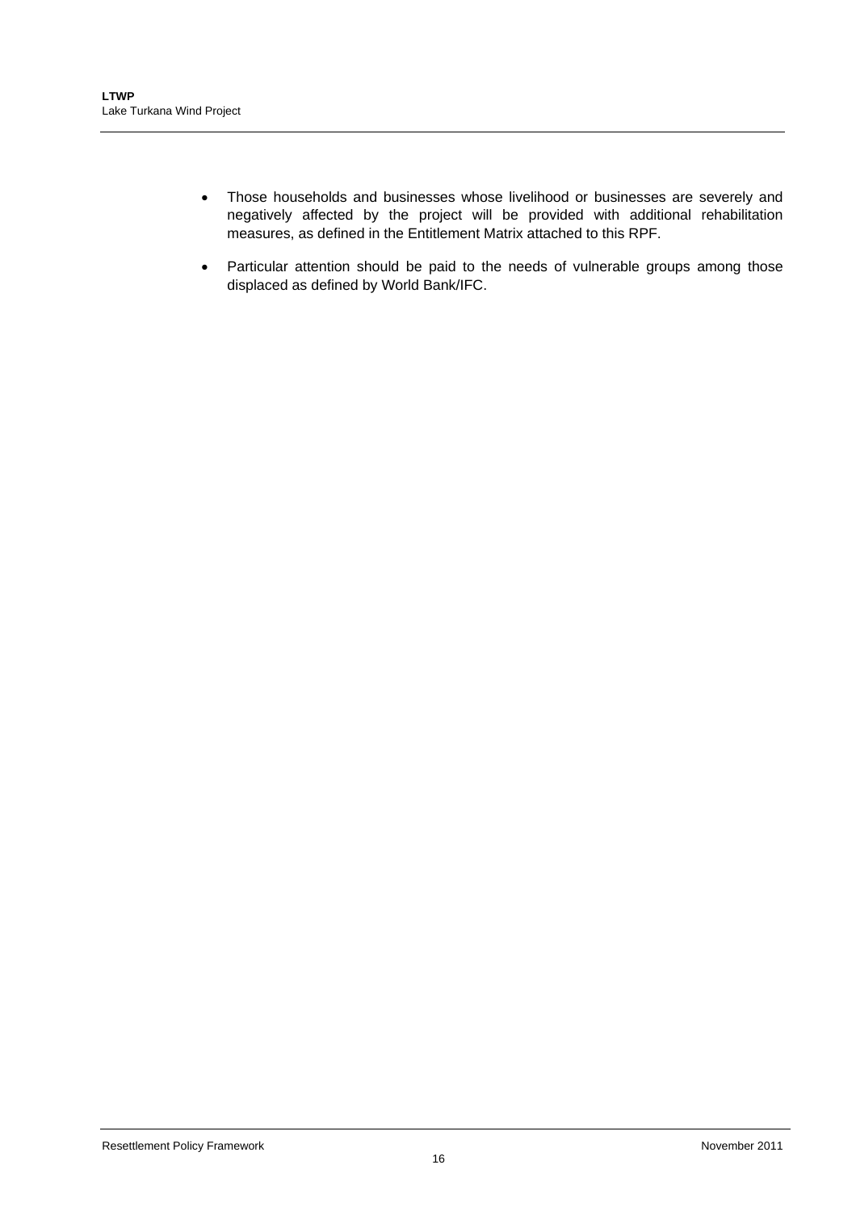- Those households and businesses whose livelihood or businesses are severely and negatively affected by the project will be provided with additional rehabilitation measures, as defined in the Entitlement Matrix attached to this RPF.

- Particular attention should be paid to the needs of vulnerable groups among those displaced as defined by World Bank/IFC.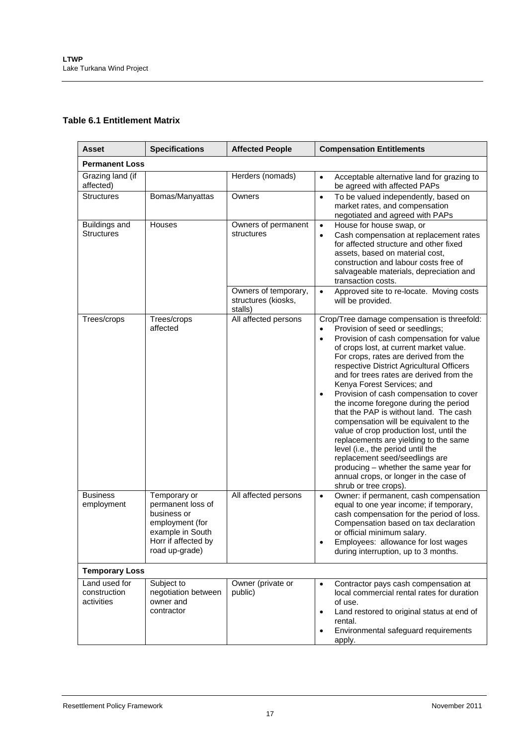**Table 6.1 Entitlement Matrix**

| Asset | Specifications | Affected People | Compensation Entitlements |
|---|---|---|---|
| **Permanent Loss** | | | |
| Grazing land (if affected) | | Herders (nomads) | • Acceptable alternative land for grazing to be agreed with affected PAPs |
| Structures | Bomas/Manyattas | Owners | • To be valued independently, based on market rates, and compensation negotiated and agreed with PAPs |
| Buildings and Structures | Houses | Owners of permanent structures | • House for house swap, or<br>• Cash compensation at replacement rates for affected structure and other fixed assets, based on material cost, construction and labour costs free of salvageable materials, depreciation and transaction costs. |
| | | Owners of temporary, structures (kiosks, stalls) | • Approved site to re-locate. Moving costs will be provided. |
| Trees/crops | Trees/crops affected | All affected persons | Crop/Tree damage compensation is threefold:<br>• Provision of seed or seedlings;<br>• Provision of cash compensation for value of crops lost, at current market value. For crops, rates are derived from the respective District Agricultural Officers and for trees rates are derived from the Kenya Forest Services; and<br>• Provision of cash compensation to cover the income foregone during the period that the PAP is without land. The cash compensation will be equivalent to the value of crop production lost, until the replacements are yielding to the same level (i.e., the period until the replacement seed/seedlings are producing – whether the same year for annual crops, or longer in the case of shrub or tree crops). |
| Business employment | Temporary or permanent loss of business or employment (for example in South Horr if affected by road up-grade) | All affected persons | • Owner: if permanent, cash compensation equal to one year income; if temporary, cash compensation for the period of loss. Compensation based on tax declaration or official minimum salary.<br>• Employees: allowance for lost wages during interruption, up to 3 months. |
| **Temporary Loss** | | | |
| Land used for construction activities | Subject to negotiation between owner and contractor | Owner (private or public) | • Contractor pays cash compensation at local commercial rental rates for duration of use.<br>• Land restored to original status at end of rental.<br>• Environmental safeguard requirements apply. |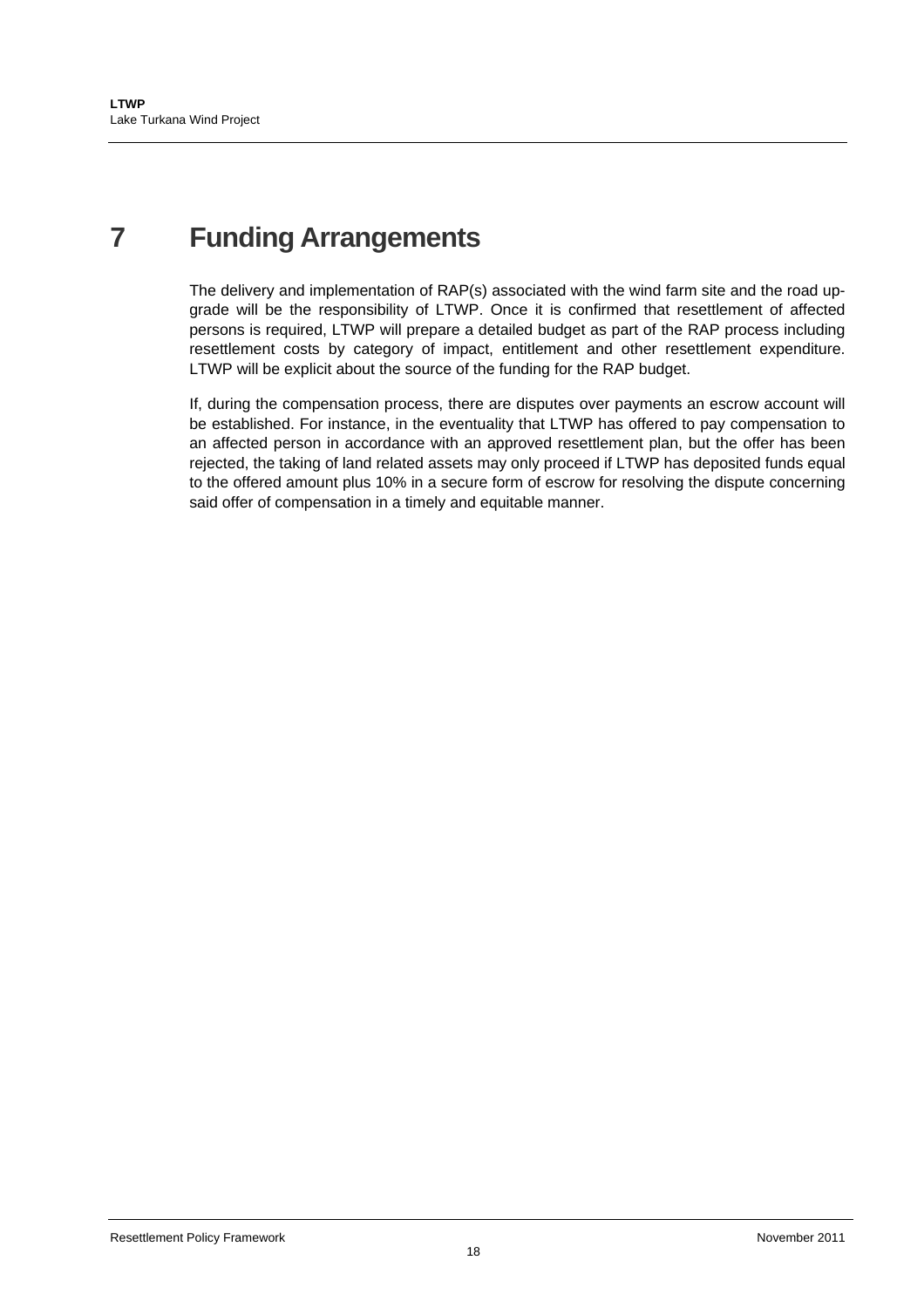# 7 Funding Arrangements

The delivery and implementation of RAP(s) associated with the wind farm site and the road up-grade will be the responsibility of LTWP. Once it is confirmed that resettlement of affected persons is required, LTWP will prepare a detailed budget as part of the RAP process including resettlement costs by category of impact, entitlement and other resettlement expenditure. LTWP will be explicit about the source of the funding for the RAP budget.

If, during the compensation process, there are disputes over payments an escrow account will be established. For instance, in the eventuality that LTWP has offered to pay compensation to an affected person in accordance with an approved resettlement plan, but the offer has been rejected, the taking of land related assets may only proceed if LTWP has deposited funds equal to the offered amount plus 10% in a secure form of escrow for resolving the dispute concerning said offer of compensation in a timely and equitable manner.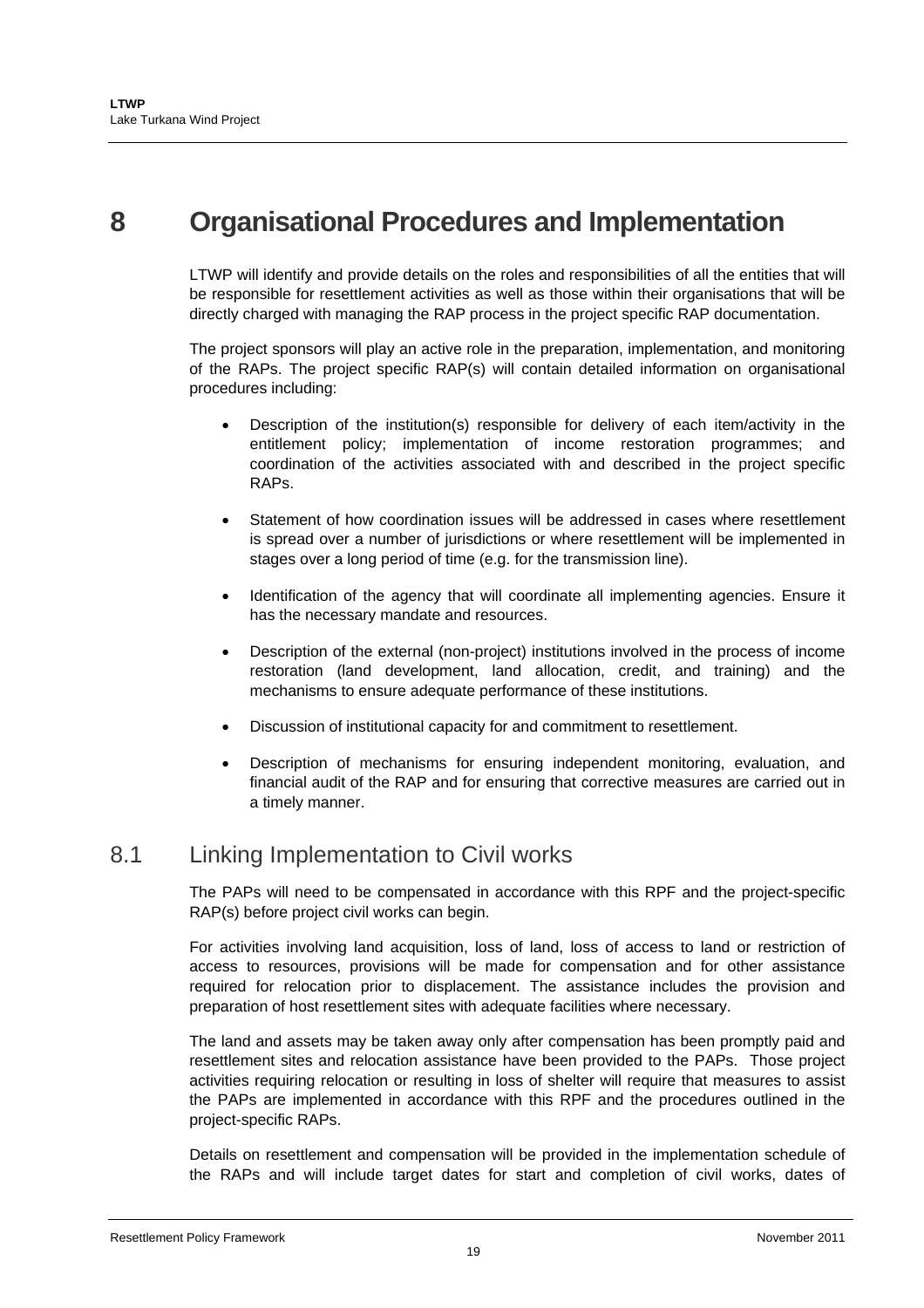# 8 Organisational Procedures and Implementation

LTWP will identify and provide details on the roles and responsibilities of all the entities that will be responsible for resettlement activities as well as those within their organisations that will be directly charged with managing the RAP process in the project specific RAP documentation.

The project sponsors will play an active role in the preparation, implementation, and monitoring of the RAPs. The project specific RAP(s) will contain detailed information on organisational procedures including:

- Description of the institution(s) responsible for delivery of each item/activity in the entitlement policy; implementation of income restoration programmes; and coordination of the activities associated with and described in the project specific RAPs.
- Statement of how coordination issues will be addressed in cases where resettlement is spread over a number of jurisdictions or where resettlement will be implemented in stages over a long period of time (e.g. for the transmission line).
- Identification of the agency that will coordinate all implementing agencies. Ensure it has the necessary mandate and resources.
- Description of the external (non-project) institutions involved in the process of income restoration (land development, land allocation, credit, and training) and the mechanisms to ensure adequate performance of these institutions.
- Discussion of institutional capacity for and commitment to resettlement.
- Description of mechanisms for ensuring independent monitoring, evaluation, and financial audit of the RAP and for ensuring that corrective measures are carried out in a timely manner.

## 8.1 Linking Implementation to Civil works

The PAPs will need to be compensated in accordance with this RPF and the project-specific RAP(s) before project civil works can begin.

For activities involving land acquisition, loss of land, loss of access to land or restriction of access to resources, provisions will be made for compensation and for other assistance required for relocation prior to displacement. The assistance includes the provision and preparation of host resettlement sites with adequate facilities where necessary.

The land and assets may be taken away only after compensation has been promptly paid and resettlement sites and relocation assistance have been provided to the PAPs. Those project activities requiring relocation or resulting in loss of shelter will require that measures to assist the PAPs are implemented in accordance with this RPF and the procedures outlined in the project-specific RAPs.

Details on resettlement and compensation will be provided in the implementation schedule of the RAPs and will include target dates for start and completion of civil works, dates of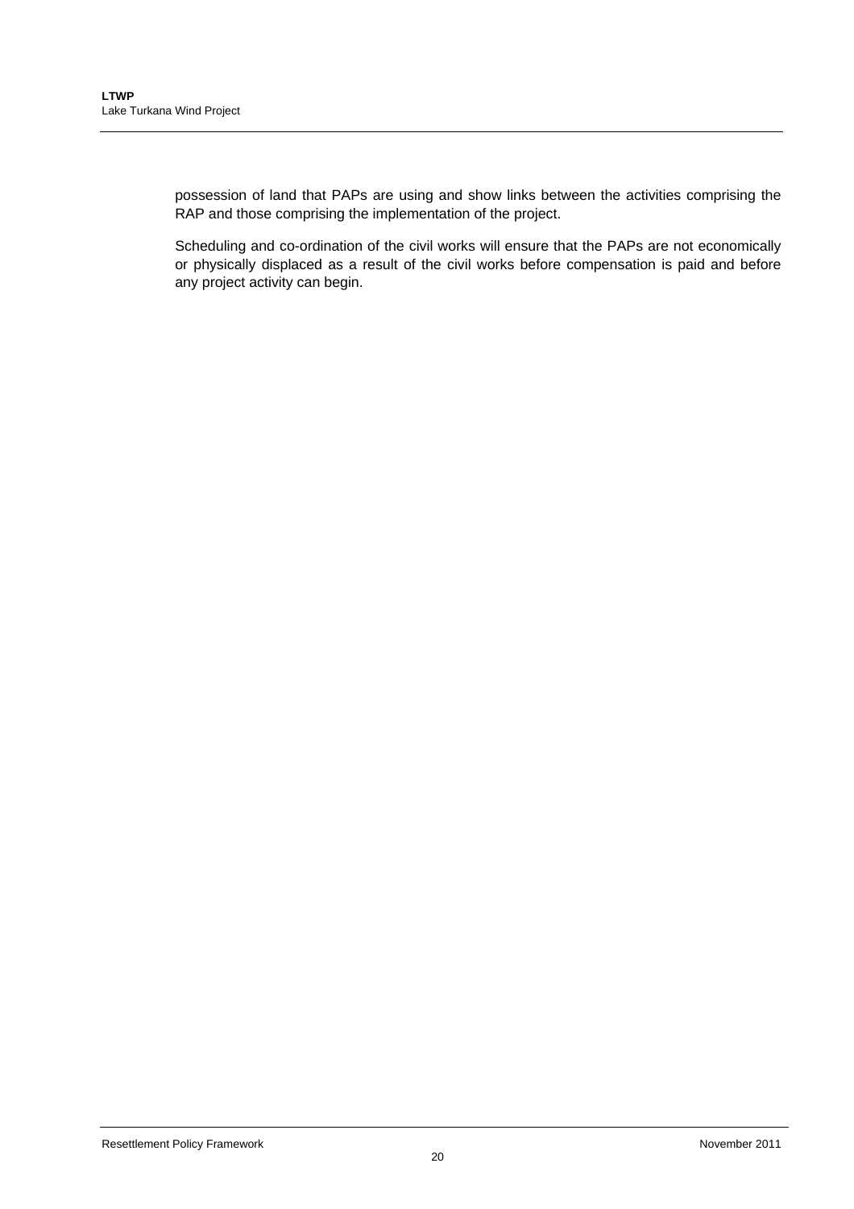possession of land that PAPs are using and show links between the activities comprising the RAP and those comprising the implementation of the project.

Scheduling and co-ordination of the civil works will ensure that the PAPs are not economically or physically displaced as a result of the civil works before compensation is paid and before any project activity can begin.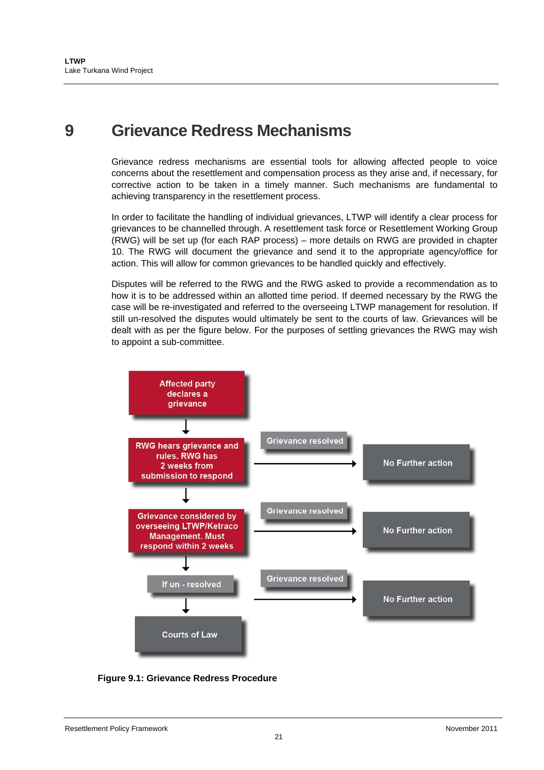# 9 Grievance Redress Mechanisms

Grievance redress mechanisms are essential tools for allowing affected people to voice concerns about the resettlement and compensation process as they arise and, if necessary, for corrective action to be taken in a timely manner. Such mechanisms are fundamental to achieving transparency in the resettlement process.

In order to facilitate the handling of individual grievances, LTWP will identify a clear process for grievances to be channelled through. A resettlement task force or Resettlement Working Group (RWG) will be set up (for each RAP process) – more details on RWG are provided in chapter 10. The RWG will document the grievance and send it to the appropriate agency/office for action. This will allow for common grievances to be handled quickly and effectively.

Disputes will be referred to the RWG and the RWG asked to provide a recommendation as to how it is to be addressed within an allotted time period. If deemed necessary by the RWG the case will be re-investigated and referred to the overseeing LTWP management for resolution. If still un-resolved the disputes would ultimately be sent to the courts of law. Grievances will be dealt with as per the figure below. For the purposes of settling grievances the RWG may wish to appoint a sub-committee.

- Affected party declares a grievance
  ↓
- RWG hears grievance and rules. RWG has 2 weeks from submission to respond → Grievance resolved → No Further action
  ↓
- Grievance considered by overseeing LTWP/Ketraco Management. Must respond within 2 weeks → Grievance resolved → No Further action
  ↓
- If un - resolved → Grievance resolved → No Further action
  ↓
- Courts of Law

**Figure 9.1: Grievance Redress Procedure**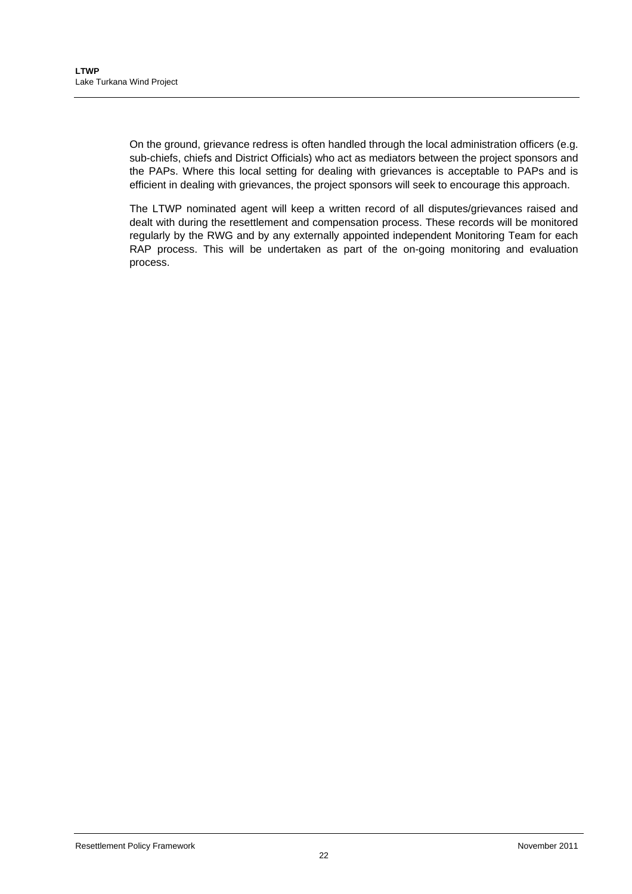On the ground, grievance redress is often handled through the local administration officers (e.g. sub-chiefs, chiefs and District Officials) who act as mediators between the project sponsors and the PAPs. Where this local setting for dealing with grievances is acceptable to PAPs and is efficient in dealing with grievances, the project sponsors will seek to encourage this approach.

The LTWP nominated agent will keep a written record of all disputes/grievances raised and dealt with during the resettlement and compensation process. These records will be monitored regularly by the RWG and by any externally appointed independent Monitoring Team for each RAP process. This will be undertaken as part of the on-going monitoring and evaluation process.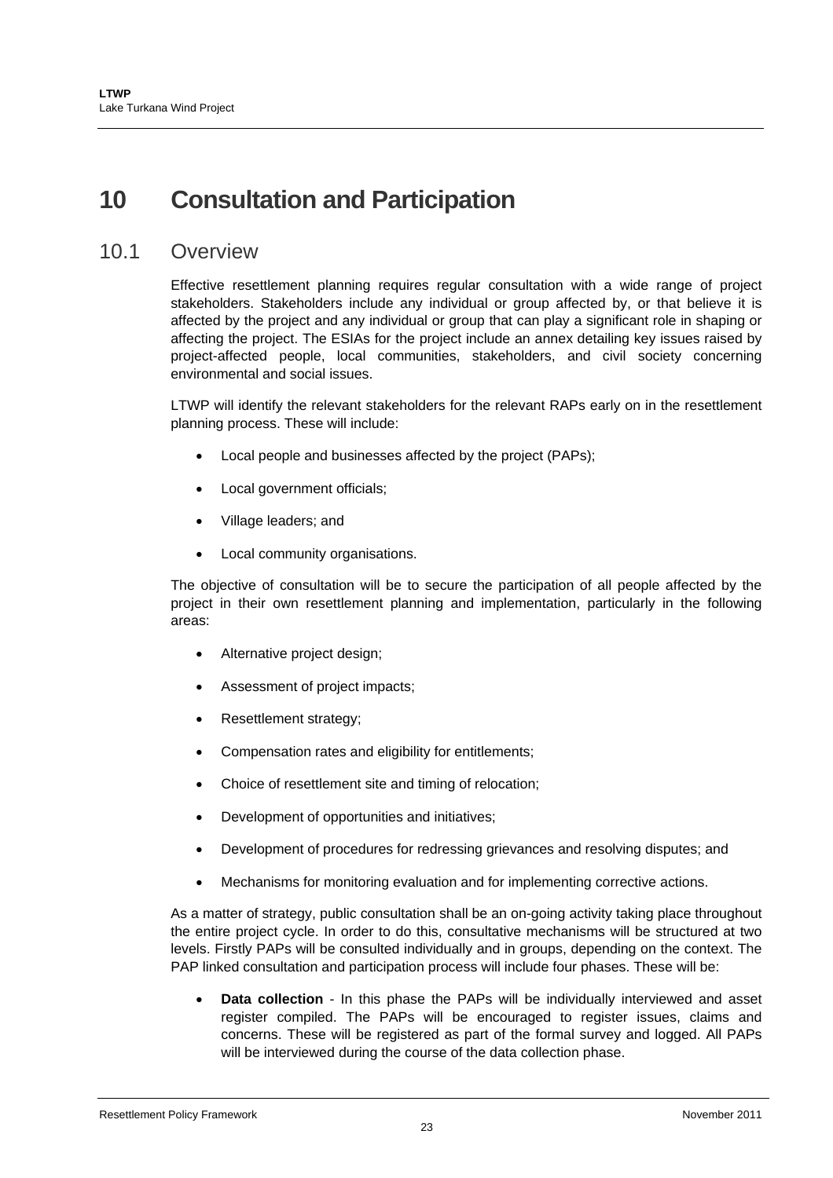# 10 Consultation and Participation

## 10.1 Overview

Effective resettlement planning requires regular consultation with a wide range of project stakeholders. Stakeholders include any individual or group affected by, or that believe it is affected by the project and any individual or group that can play a significant role in shaping or affecting the project. The ESIAs for the project include an annex detailing key issues raised by project-affected people, local communities, stakeholders, and civil society concerning environmental and social issues.

LTWP will identify the relevant stakeholders for the relevant RAPs early on in the resettlement planning process. These will include:

- Local people and businesses affected by the project (PAPs);
- Local government officials;
- Village leaders; and
- Local community organisations.

The objective of consultation will be to secure the participation of all people affected by the project in their own resettlement planning and implementation, particularly in the following areas:

- Alternative project design;
- Assessment of project impacts;
- Resettlement strategy;
- Compensation rates and eligibility for entitlements;
- Choice of resettlement site and timing of relocation;
- Development of opportunities and initiatives;
- Development of procedures for redressing grievances and resolving disputes; and
- Mechanisms for monitoring evaluation and for implementing corrective actions.

As a matter of strategy, public consultation shall be an on-going activity taking place throughout the entire project cycle. In order to do this, consultative mechanisms will be structured at two levels. Firstly PAPs will be consulted individually and in groups, depending on the context. The PAP linked consultation and participation process will include four phases. These will be:

- **Data collection** - In this phase the PAPs will be individually interviewed and asset register compiled. The PAPs will be encouraged to register issues, claims and concerns. These will be registered as part of the formal survey and logged. All PAPs will be interviewed during the course of the data collection phase.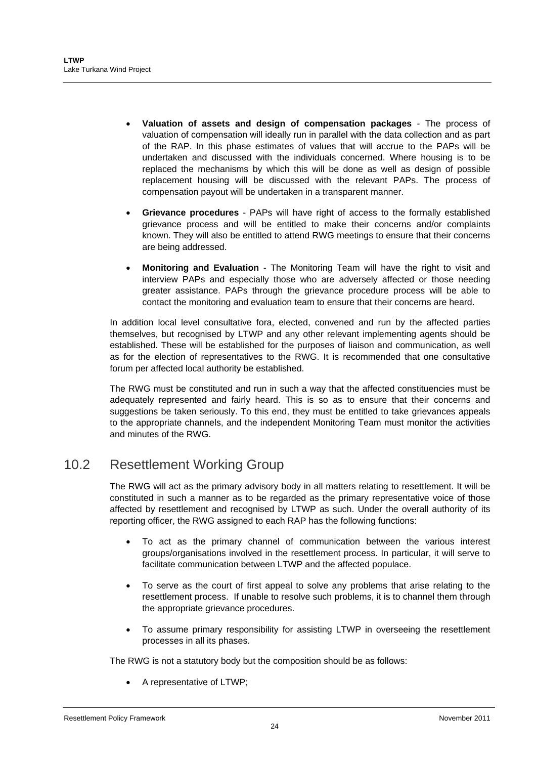- **Valuation of assets and design of compensation packages** - The process of valuation of compensation will ideally run in parallel with the data collection and as part of the RAP. In this phase estimates of values that will accrue to the PAPs will be undertaken and discussed with the individuals concerned. Where housing is to be replaced the mechanisms by which this will be done as well as design of possible replacement housing will be discussed with the relevant PAPs. The process of compensation payout will be undertaken in a transparent manner.

- **Grievance procedures** - PAPs will have right of access to the formally established grievance process and will be entitled to make their concerns and/or complaints known. They will also be entitled to attend RWG meetings to ensure that their concerns are being addressed.

- **Monitoring and Evaluation** - The Monitoring Team will have the right to visit and interview PAPs and especially those who are adversely affected or those needing greater assistance. PAPs through the grievance procedure process will be able to contact the monitoring and evaluation team to ensure that their concerns are heard.

In addition local level consultative fora, elected, convened and run by the affected parties themselves, but recognised by LTWP and any other relevant implementing agents should be established. These will be established for the purposes of liaison and communication, as well as for the election of representatives to the RWG. It is recommended that one consultative forum per affected local authority be established.

The RWG must be constituted and run in such a way that the affected constituencies must be adequately represented and fairly heard. This is so as to ensure that their concerns and suggestions be taken seriously. To this end, they must be entitled to take grievances appeals to the appropriate channels, and the independent Monitoring Team must monitor the activities and minutes of the RWG.

## 10.2 Resettlement Working Group

The RWG will act as the primary advisory body in all matters relating to resettlement. It will be constituted in such a manner as to be regarded as the primary representative voice of those affected by resettlement and recognised by LTWP as such. Under the overall authority of its reporting officer, the RWG assigned to each RAP has the following functions:

- To act as the primary channel of communication between the various interest groups/organisations involved in the resettlement process. In particular, it will serve to facilitate communication between LTWP and the affected populace.

- To serve as the court of first appeal to solve any problems that arise relating to the resettlement process. If unable to resolve such problems, it is to channel them through the appropriate grievance procedures.

- To assume primary responsibility for assisting LTWP in overseeing the resettlement processes in all its phases.

The RWG is not a statutory body but the composition should be as follows:

- A representative of LTWP;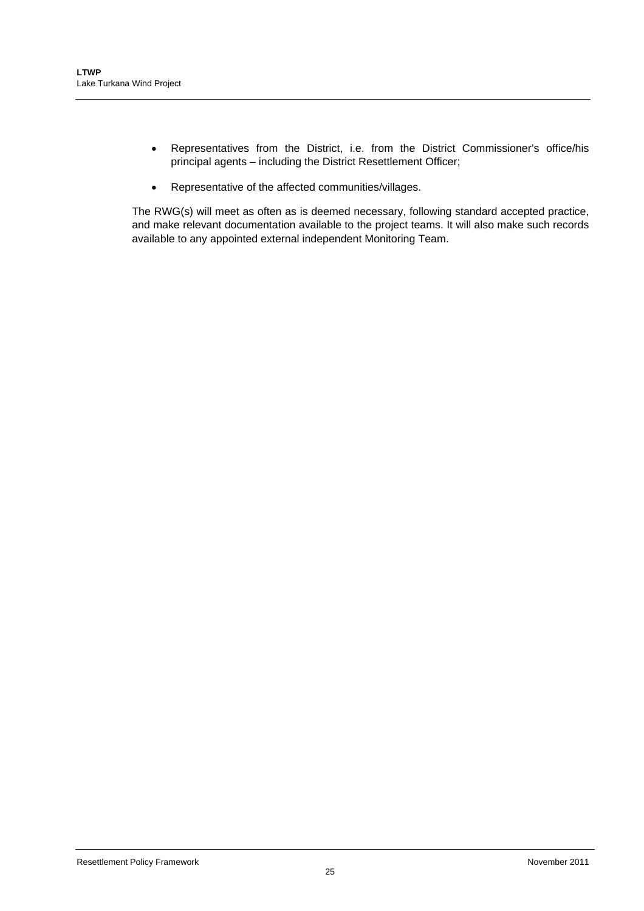- Representatives from the District, i.e. from the District Commissioner's office/his principal agents – including the District Resettlement Officer;
- Representative of the affected communities/villages.

The RWG(s) will meet as often as is deemed necessary, following standard accepted practice, and make relevant documentation available to the project teams. It will also make such records available to any appointed external independent Monitoring Team.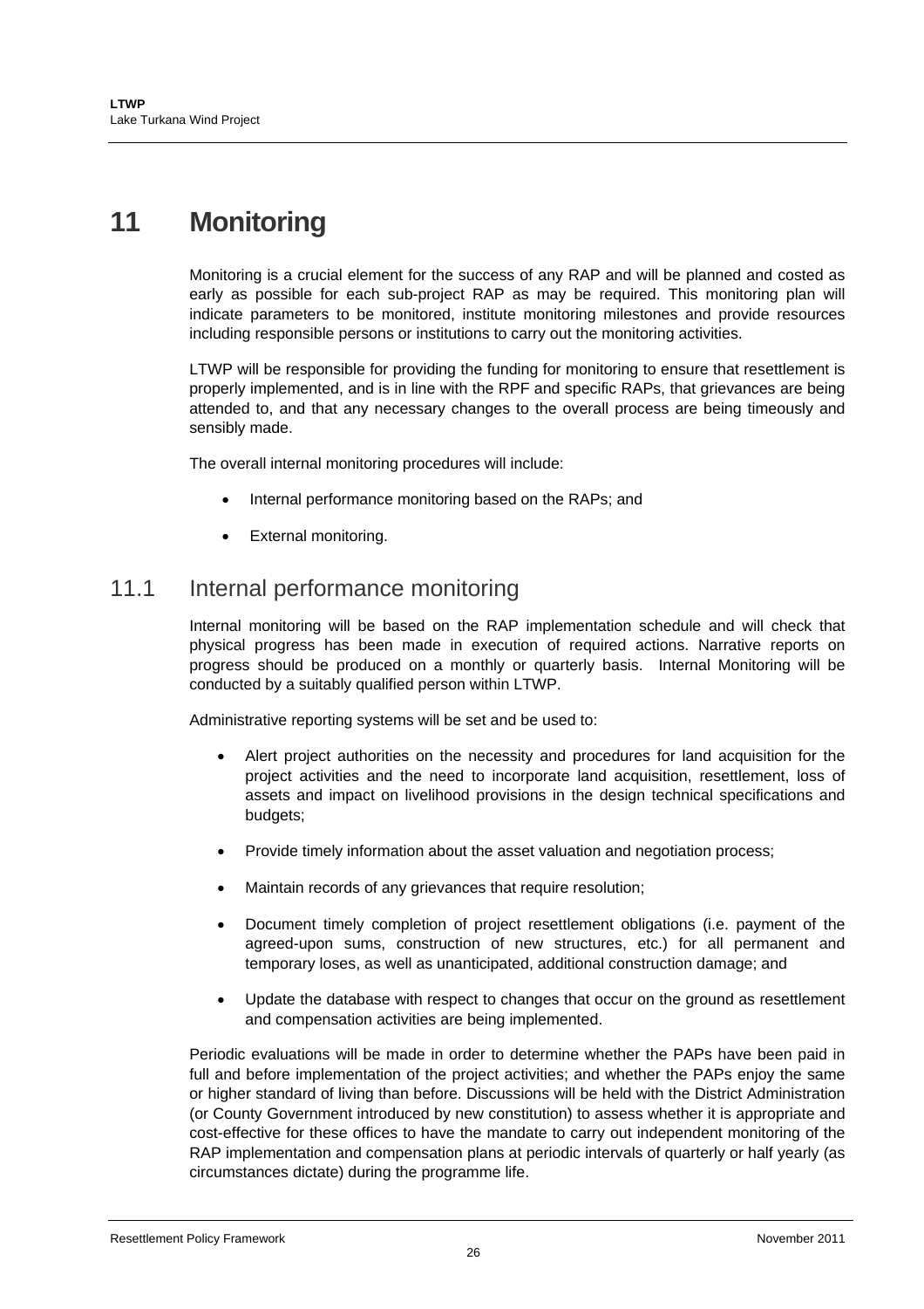# 11 Monitoring

Monitoring is a crucial element for the success of any RAP and will be planned and costed as early as possible for each sub-project RAP as may be required. This monitoring plan will indicate parameters to be monitored, institute monitoring milestones and provide resources including responsible persons or institutions to carry out the monitoring activities.

LTWP will be responsible for providing the funding for monitoring to ensure that resettlement is properly implemented, and is in line with the RPF and specific RAPs, that grievances are being attended to, and that any necessary changes to the overall process are being timeously and sensibly made.

The overall internal monitoring procedures will include:

- Internal performance monitoring based on the RAPs; and
- External monitoring.

## 11.1 Internal performance monitoring

Internal monitoring will be based on the RAP implementation schedule and will check that physical progress has been made in execution of required actions. Narrative reports on progress should be produced on a monthly or quarterly basis. Internal Monitoring will be conducted by a suitably qualified person within LTWP.

Administrative reporting systems will be set and be used to:

- Alert project authorities on the necessity and procedures for land acquisition for the project activities and the need to incorporate land acquisition, resettlement, loss of assets and impact on livelihood provisions in the design technical specifications and budgets;
- Provide timely information about the asset valuation and negotiation process;
- Maintain records of any grievances that require resolution;
- Document timely completion of project resettlement obligations (i.e. payment of the agreed-upon sums, construction of new structures, etc.) for all permanent and temporary loses, as well as unanticipated, additional construction damage; and
- Update the database with respect to changes that occur on the ground as resettlement and compensation activities are being implemented.

Periodic evaluations will be made in order to determine whether the PAPs have been paid in full and before implementation of the project activities; and whether the PAPs enjoy the same or higher standard of living than before. Discussions will be held with the District Administration (or County Government introduced by new constitution) to assess whether it is appropriate and cost-effective for these offices to have the mandate to carry out independent monitoring of the RAP implementation and compensation plans at periodic intervals of quarterly or half yearly (as circumstances dictate) during the programme life.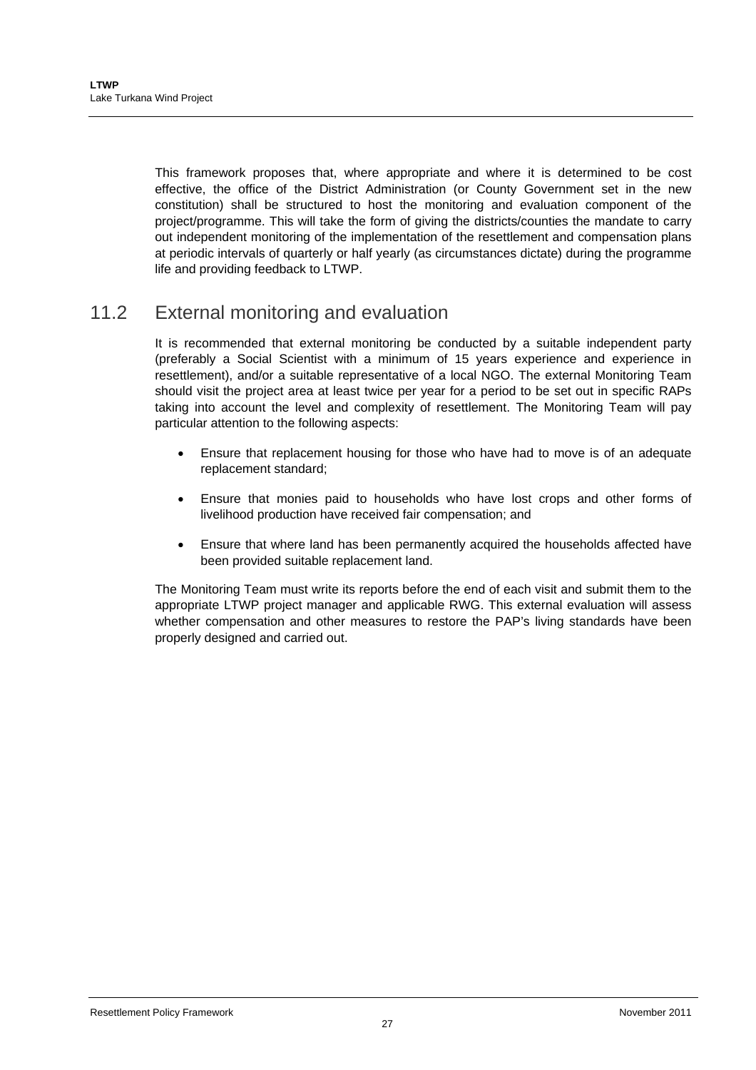This framework proposes that, where appropriate and where it is determined to be cost effective, the office of the District Administration (or County Government set in the new constitution) shall be structured to host the monitoring and evaluation component of the project/programme. This will take the form of giving the districts/counties the mandate to carry out independent monitoring of the implementation of the resettlement and compensation plans at periodic intervals of quarterly or half yearly (as circumstances dictate) during the programme life and providing feedback to LTWP.

## 11.2 External monitoring and evaluation

It is recommended that external monitoring be conducted by a suitable independent party (preferably a Social Scientist with a minimum of 15 years experience and experience in resettlement), and/or a suitable representative of a local NGO. The external Monitoring Team should visit the project area at least twice per year for a period to be set out in specific RAPs taking into account the level and complexity of resettlement. The Monitoring Team will pay particular attention to the following aspects:

- Ensure that replacement housing for those who have had to move is of an adequate replacement standard;
- Ensure that monies paid to households who have lost crops and other forms of livelihood production have received fair compensation; and
- Ensure that where land has been permanently acquired the households affected have been provided suitable replacement land.

The Monitoring Team must write its reports before the end of each visit and submit them to the appropriate LTWP project manager and applicable RWG. This external evaluation will assess whether compensation and other measures to restore the PAP's living standards have been properly designed and carried out.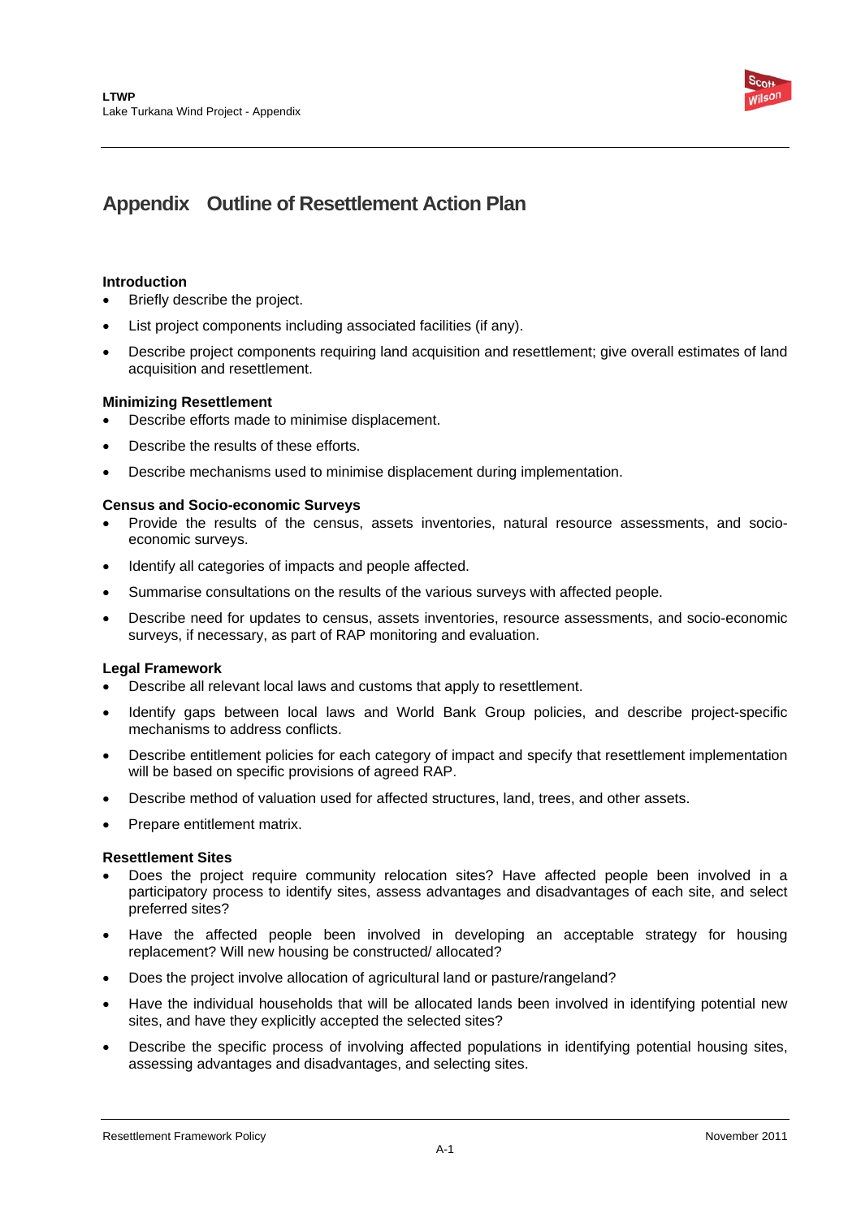# Appendix Outline of Resettlement Action Plan

**Introduction**

- Briefly describe the project.
- List project components including associated facilities (if any).
- Describe project components requiring land acquisition and resettlement; give overall estimates of land acquisition and resettlement.

**Minimizing Resettlement**

- Describe efforts made to minimise displacement.
- Describe the results of these efforts.
- Describe mechanisms used to minimise displacement during implementation.

**Census and Socio-economic Surveys**

- Provide the results of the census, assets inventories, natural resource assessments, and socio-economic surveys.
- Identify all categories of impacts and people affected.
- Summarise consultations on the results of the various surveys with affected people.
- Describe need for updates to census, assets inventories, resource assessments, and socio-economic surveys, if necessary, as part of RAP monitoring and evaluation.

**Legal Framework**

- Describe all relevant local laws and customs that apply to resettlement.
- Identify gaps between local laws and World Bank Group policies, and describe project-specific mechanisms to address conflicts.
- Describe entitlement policies for each category of impact and specify that resettlement implementation will be based on specific provisions of agreed RAP.
- Describe method of valuation used for affected structures, land, trees, and other assets.
- Prepare entitlement matrix.

**Resettlement Sites**

- Does the project require community relocation sites? Have affected people been involved in a participatory process to identify sites, assess advantages and disadvantages of each site, and select preferred sites?
- Have the affected people been involved in developing an acceptable strategy for housing replacement? Will new housing be constructed/ allocated?
- Does the project involve allocation of agricultural land or pasture/rangeland?
- Have the individual households that will be allocated lands been involved in identifying potential new sites, and have they explicitly accepted the selected sites?
- Describe the specific process of involving affected populations in identifying potential housing sites, assessing advantages and disadvantages, and selecting sites.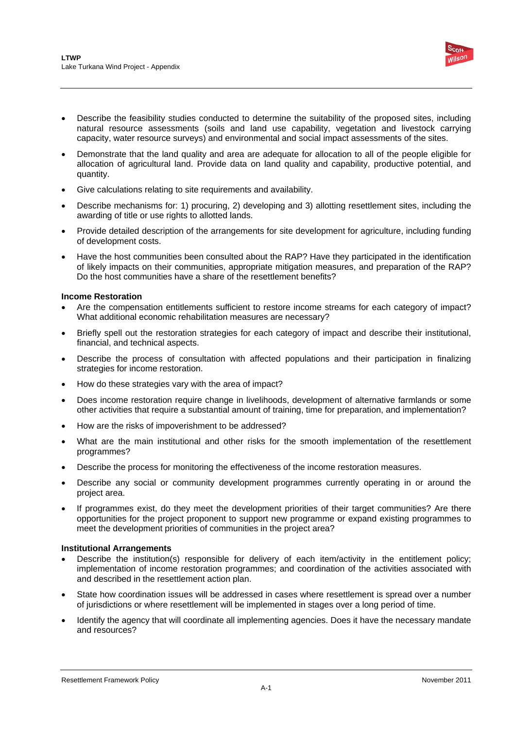- Describe the feasibility studies conducted to determine the suitability of the proposed sites, including natural resource assessments (soils and land use capability, vegetation and livestock carrying capacity, water resource surveys) and environmental and social impact assessments of the sites.
- Demonstrate that the land quality and area are adequate for allocation to all of the people eligible for allocation of agricultural land. Provide data on land quality and capability, productive potential, and quantity.
- Give calculations relating to site requirements and availability.
- Describe mechanisms for: 1) procuring, 2) developing and 3) allotting resettlement sites, including the awarding of title or use rights to allotted lands.
- Provide detailed description of the arrangements for site development for agriculture, including funding of development costs.
- Have the host communities been consulted about the RAP? Have they participated in the identification of likely impacts on their communities, appropriate mitigation measures, and preparation of the RAP? Do the host communities have a share of the resettlement benefits?

**Income Restoration**

- Are the compensation entitlements sufficient to restore income streams for each category of impact? What additional economic rehabilitation measures are necessary?
- Briefly spell out the restoration strategies for each category of impact and describe their institutional, financial, and technical aspects.
- Describe the process of consultation with affected populations and their participation in finalizing strategies for income restoration.
- How do these strategies vary with the area of impact?
- Does income restoration require change in livelihoods, development of alternative farmlands or some other activities that require a substantial amount of training, time for preparation, and implementation?
- How are the risks of impoverishment to be addressed?
- What are the main institutional and other risks for the smooth implementation of the resettlement programmes?
- Describe the process for monitoring the effectiveness of the income restoration measures.
- Describe any social or community development programmes currently operating in or around the project area.
- If programmes exist, do they meet the development priorities of their target communities? Are there opportunities for the project proponent to support new programme or expand existing programmes to meet the development priorities of communities in the project area?

**Institutional Arrangements**

- Describe the institution(s) responsible for delivery of each item/activity in the entitlement policy; implementation of income restoration programmes; and coordination of the activities associated with and described in the resettlement action plan.
- State how coordination issues will be addressed in cases where resettlement is spread over a number of jurisdictions or where resettlement will be implemented in stages over a long period of time.
- Identify the agency that will coordinate all implementing agencies. Does it have the necessary mandate and resources?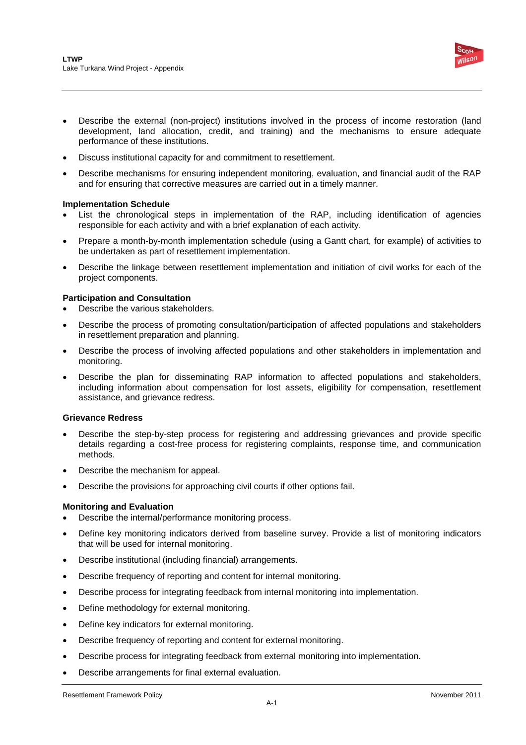- Describe the external (non-project) institutions involved in the process of income restoration (land development, land allocation, credit, and training) and the mechanisms to ensure adequate performance of these institutions.
- Discuss institutional capacity for and commitment to resettlement.
- Describe mechanisms for ensuring independent monitoring, evaluation, and financial audit of the RAP and for ensuring that corrective measures are carried out in a timely manner.

**Implementation Schedule**

- List the chronological steps in implementation of the RAP, including identification of agencies responsible for each activity and with a brief explanation of each activity.
- Prepare a month-by-month implementation schedule (using a Gantt chart, for example) of activities to be undertaken as part of resettlement implementation.
- Describe the linkage between resettlement implementation and initiation of civil works for each of the project components.

**Participation and Consultation**

- Describe the various stakeholders.
- Describe the process of promoting consultation/participation of affected populations and stakeholders in resettlement preparation and planning.
- Describe the process of involving affected populations and other stakeholders in implementation and monitoring.
- Describe the plan for disseminating RAP information to affected populations and stakeholders, including information about compensation for lost assets, eligibility for compensation, resettlement assistance, and grievance redress.

**Grievance Redress**

- Describe the step-by-step process for registering and addressing grievances and provide specific details regarding a cost-free process for registering complaints, response time, and communication methods.
- Describe the mechanism for appeal.
- Describe the provisions for approaching civil courts if other options fail.

**Monitoring and Evaluation**

- Describe the internal/performance monitoring process.
- Define key monitoring indicators derived from baseline survey. Provide a list of monitoring indicators that will be used for internal monitoring.
- Describe institutional (including financial) arrangements.
- Describe frequency of reporting and content for internal monitoring.
- Describe process for integrating feedback from internal monitoring into implementation.
- Define methodology for external monitoring.
- Define key indicators for external monitoring.
- Describe frequency of reporting and content for external monitoring.
- Describe process for integrating feedback from external monitoring into implementation.
- Describe arrangements for final external evaluation.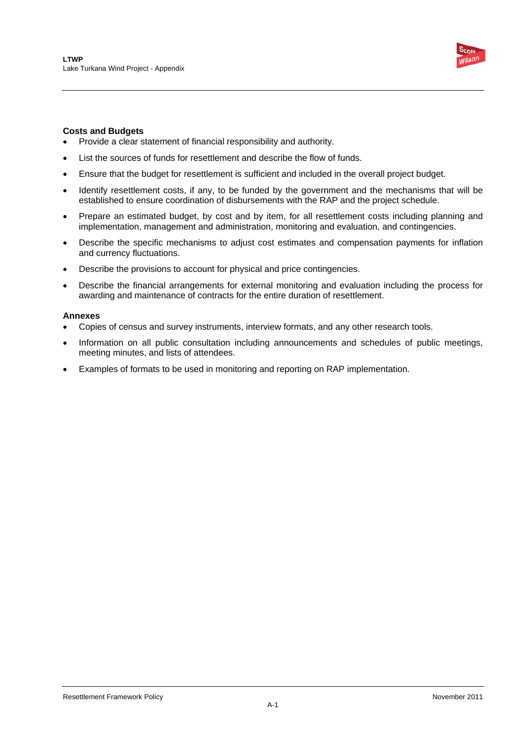**Costs and Budgets**

- Provide a clear statement of financial responsibility and authority.
- List the sources of funds for resettlement and describe the flow of funds.
- Ensure that the budget for resettlement is sufficient and included in the overall project budget.
- Identify resettlement costs, if any, to be funded by the government and the mechanisms that will be established to ensure coordination of disbursements with the RAP and the project schedule.
- Prepare an estimated budget, by cost and by item, for all resettlement costs including planning and implementation, management and administration, monitoring and evaluation, and contingencies.
- Describe the specific mechanisms to adjust cost estimates and compensation payments for inflation and currency fluctuations.
- Describe the provisions to account for physical and price contingencies.
- Describe the financial arrangements for external monitoring and evaluation including the process for awarding and maintenance of contracts for the entire duration of resettlement.

**Annexes**

- Copies of census and survey instruments, interview formats, and any other research tools.
- Information on all public consultation including announcements and schedules of public meetings, meeting minutes, and lists of attendees.
- Examples of formats to be used in monitoring and reporting on RAP implementation.